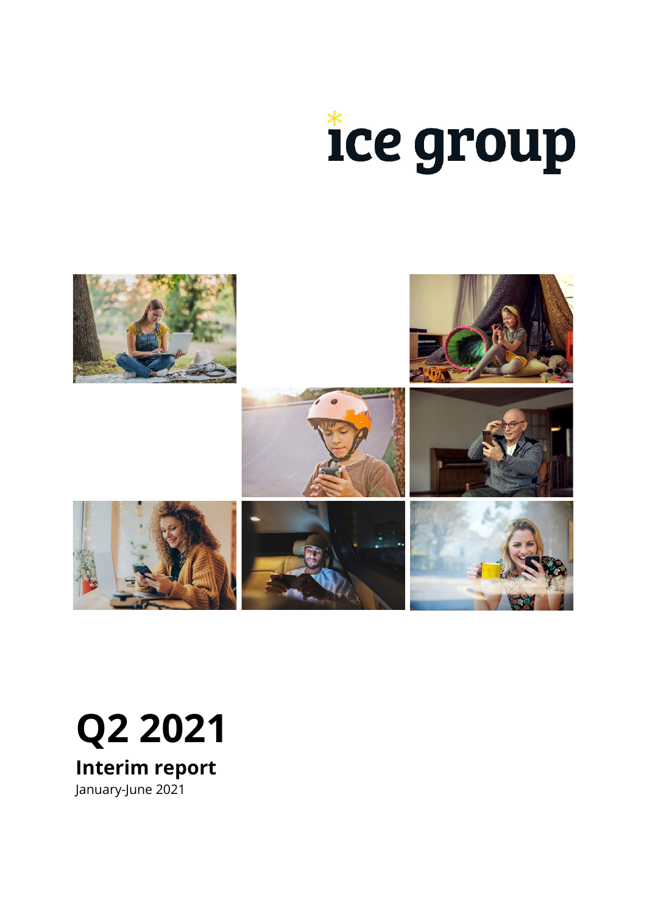ice group

# Q2 2021

## Interim report

January-June 2021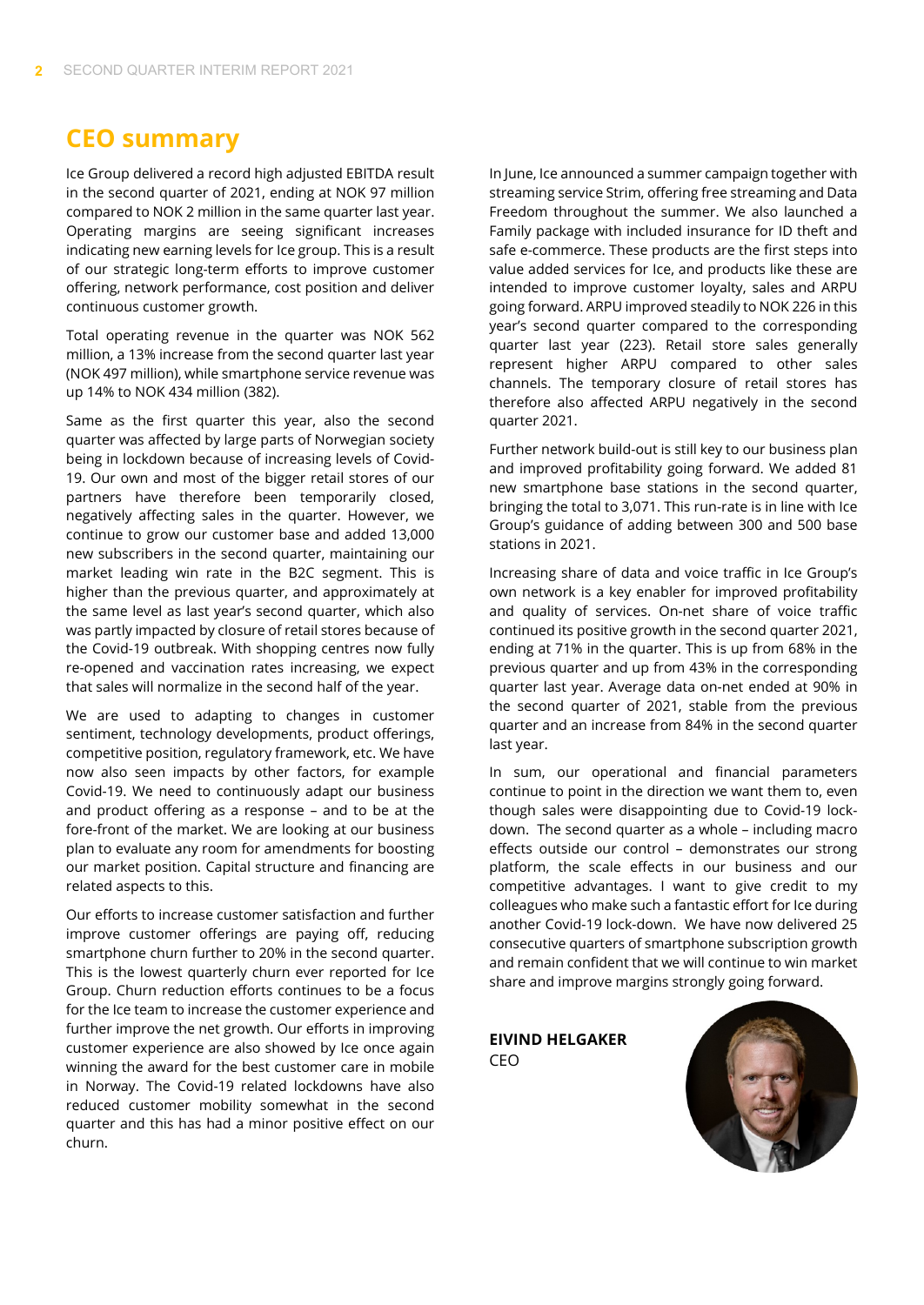# CEO summary

Ice Group delivered a record high adjusted EBITDA result in the second quarter of 2021, ending at NOK 97 million compared to NOK 2 million in the same quarter last year. Operating margins are seeing significant increases indicating new earning levels for Ice group. This is a result of our strategic long-term efforts to improve customer offering, network performance, cost position and deliver continuous customer growth.

Total operating revenue in the quarter was NOK 562 million, a 13% increase from the second quarter last year (NOK 497 million), while smartphone service revenue was up 14% to NOK 434 million (382).

Same as the first quarter this year, also the second quarter was affected by large parts of Norwegian society being in lockdown because of increasing levels of Covid-19. Our own and most of the bigger retail stores of our partners have therefore been temporarily closed, negatively affecting sales in the quarter. However, we continue to grow our customer base and added 13,000 new subscribers in the second quarter, maintaining our market leading win rate in the B2C segment. This is higher than the previous quarter, and approximately at the same level as last year's second quarter, which also was partly impacted by closure of retail stores because of the Covid-19 outbreak. With shopping centres now fully re-opened and vaccination rates increasing, we expect that sales will normalize in the second half of the year.

We are used to adapting to changes in customer sentiment, technology developments, product offerings, competitive position, regulatory framework, etc. We have now also seen impacts by other factors, for example Covid-19. We need to continuously adapt our business and product offering as a response – and to be at the fore-front of the market. We are looking at our business plan to evaluate any room for amendments for boosting our market position. Capital structure and financing are related aspects to this.

Our efforts to increase customer satisfaction and further improve customer offerings are paying off, reducing smartphone churn further to 20% in the second quarter. This is the lowest quarterly churn ever reported for Ice Group. Churn reduction efforts continues to be a focus for the Ice team to increase the customer experience and further improve the net growth. Our efforts in improving customer experience are also showed by Ice once again winning the award for the best customer care in mobile in Norway. The Covid-19 related lockdowns have also reduced customer mobility somewhat in the second quarter and this has had a minor positive effect on our churn.

In June, Ice announced a summer campaign together with streaming service Strim, offering free streaming and Data Freedom throughout the summer. We also launched a Family package with included insurance for ID theft and safe e-commerce. These products are the first steps into value added services for Ice, and products like these are intended to improve customer loyalty, sales and ARPU going forward. ARPU improved steadily to NOK 226 in this year's second quarter compared to the corresponding quarter last year (223). Retail store sales generally represent higher ARPU compared to other sales channels. The temporary closure of retail stores has therefore also affected ARPU negatively in the second quarter 2021.

Further network build-out is still key to our business plan and improved profitability going forward. We added 81 new smartphone base stations in the second quarter, bringing the total to 3,071. This run-rate is in line with Ice Group's guidance of adding between 300 and 500 base stations in 2021.

Increasing share of data and voice traffic in Ice Group's own network is a key enabler for improved profitability and quality of services. On-net share of voice traffic continued its positive growth in the second quarter 2021, ending at 71% in the quarter. This is up from 68% in the previous quarter and up from 43% in the corresponding quarter last year. Average data on-net ended at 90% in the second quarter of 2021, stable from the previous quarter and an increase from 84% in the second quarter last year.

In sum, our operational and financial parameters continue to point in the direction we want them to, even though sales were disappointing due to Covid-19 lock-down. The second quarter as a whole – including macro effects outside our control – demonstrates our strong platform, the scale effects in our business and our competitive advantages. I want to give credit to my colleagues who make such a fantastic effort for Ice during another Covid-19 lock-down. We have now delivered 25 consecutive quarters of smartphone subscription growth and remain confident that we will continue to win market share and improve margins strongly going forward.

**EIVIND HELGAKER**
CEO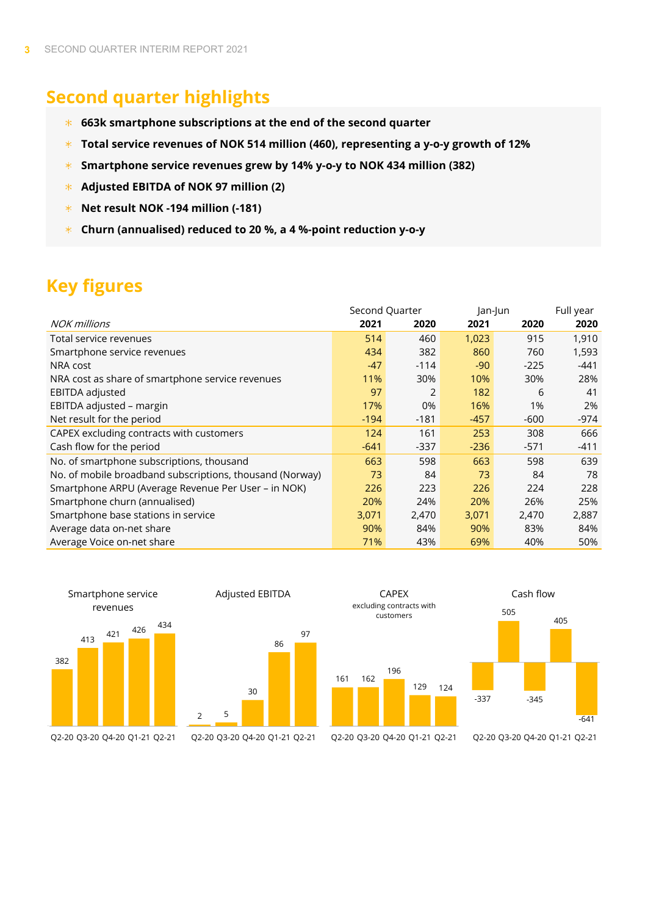## Second quarter highlights

- **663k smartphone subscriptions at the end of the second quarter**
- **Total service revenues of NOK 514 million (460), representing a y-o-y growth of 12%**
- **Smartphone service revenues grew by 14% y-o-y to NOK 434 million (382)**
- **Adjusted EBITDA of NOK 97 million (2)**
- **Net result NOK -194 million (-181)**
- **Churn (annualised) reduced to 20 %, a 4 %-point reduction y-o-y**

## Key figures

| | Second Quarter | | Jan-Jun | | Full year |
|---|---|---|---|---|---|
| *NOK millions* | **2021** | **2020** | **2021** | **2020** | **2020** |
| Total service revenues | 514 | 460 | 1,023 | 915 | 1,910 |
| Smartphone service revenues | 434 | 382 | 860 | 760 | 1,593 |
| NRA cost | -47 | -114 | -90 | -225 | -441 |
| NRA cost as share of smartphone service revenues | 11% | 30% | 10% | 30% | 28% |
| EBITDA adjusted | 97 | 2 | 182 | 6 | 41 |
| EBITDA adjusted – margin | 17% | 0% | 16% | 1% | 2% |
| Net result for the period | -194 | -181 | -457 | -600 | -974 |
| CAPEX excluding contracts with customers | 124 | 161 | 253 | 308 | 666 |
| Cash flow for the period | -641 | -337 | -236 | -571 | -411 |
| No. of smartphone subscriptions, thousand | 663 | 598 | 663 | 598 | 639 |
| No. of mobile broadband subscriptions, thousand (Norway) | 73 | 84 | 73 | 84 | 78 |
| Smartphone ARPU (Average Revenue Per User – in NOK) | 226 | 223 | 226 | 224 | 228 |
| Smartphone churn (annualised) | 20% | 24% | 20% | 26% | 25% |
| Smartphone base stations in service | 3,071 | 2,470 | 3,071 | 2,470 | 2,887 |
| Average data on-net share | 90% | 84% | 90% | 83% | 84% |
| Average Voice on-net share | 71% | 43% | 69% | 40% | 50% |

| | Q2-20 | Q3-20 | Q4-20 | Q1-21 | Q2-21 |
|---|---|---|---|---|---|
| Smartphone service revenues | 382 | 413 | 421 | 426 | 434 |
| Adjusted EBITDA | 2 | 5 | 30 | 86 | 97 |
| CAPEX excluding contracts with customers | 161 | 162 | 196 | 129 | 124 |
| Cash flow | -337 | 505 | -345 | 405 | -641 |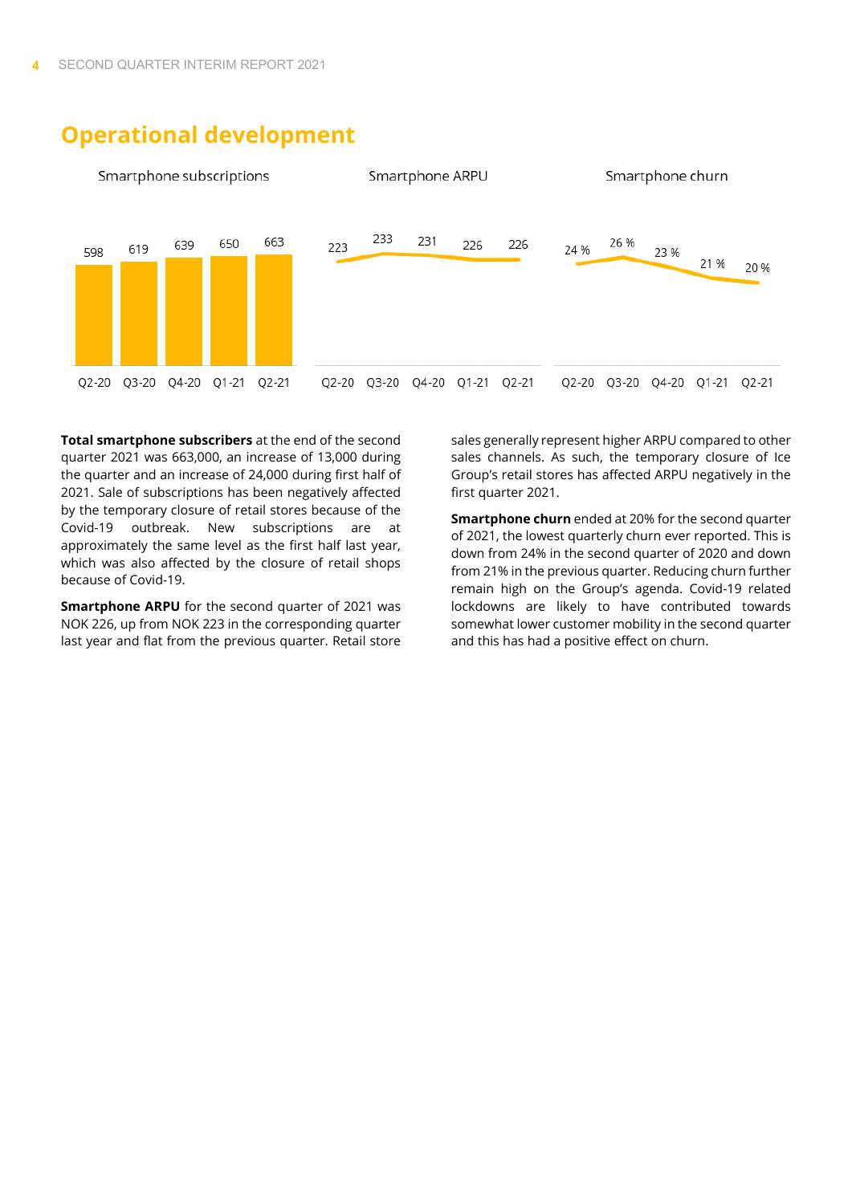## Operational development

Smartphone subscriptions

| Q2-20 | Q3-20 | Q4-20 | Q1-21 | Q2-21 |
|---|---|---|---|---|
| 598 | 619 | 639 | 650 | 663 |

Smartphone ARPU

| Q2-20 | Q3-20 | Q4-20 | Q1-21 | Q2-21 |
|---|---|---|---|---|
| 223 | 233 | 231 | 226 | 226 |

Smartphone churn

| Q2-20 | Q3-20 | Q4-20 | Q1-21 | Q2-21 |
|---|---|---|---|---|
| 24 % | 26 % | 23 % | 21 % | 20 % |

**Total smartphone subscribers** at the end of the second quarter 2021 was 663,000, an increase of 13,000 during the quarter and an increase of 24,000 during first half of 2021. Sale of subscriptions has been negatively affected by the temporary closure of retail stores because of the Covid-19 outbreak. New subscriptions are at approximately the same level as the first half last year, which was also affected by the closure of retail shops because of Covid-19.

**Smartphone ARPU** for the second quarter of 2021 was NOK 226, up from NOK 223 in the corresponding quarter last year and flat from the previous quarter. Retail store sales generally represent higher ARPU compared to other sales channels. As such, the temporary closure of Ice Group's retail stores has affected ARPU negatively in the first quarter 2021.

**Smartphone churn** ended at 20% for the second quarter of 2021, the lowest quarterly churn ever reported. This is down from 24% in the second quarter of 2020 and down from 21% in the previous quarter. Reducing churn further remain high on the Group's agenda. Covid-19 related lockdowns are likely to have contributed towards somewhat lower customer mobility in the second quarter and this has had a positive effect on churn.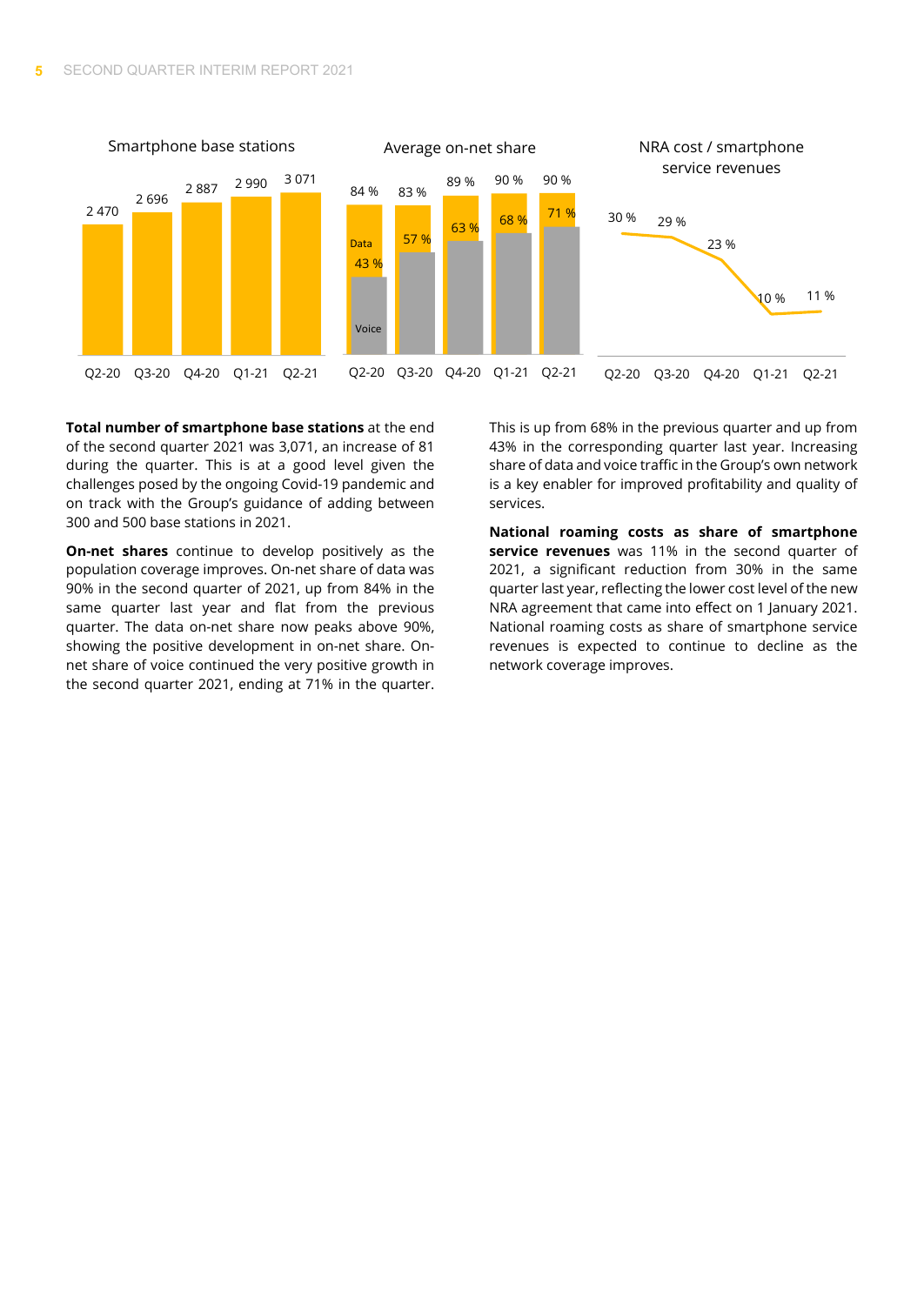Smartphone base stations

| Q2-20 | Q3-20 | Q4-20 | Q1-21 | Q2-21 |
| --- | --- | --- | --- | --- |
| 2 470 | 2 696 | 2 887 | 2 990 | 3 071 |

Average on-net share

| | Q2-20 | Q3-20 | Q4-20 | Q1-21 | Q2-21 |
| --- | --- | --- | --- | --- | --- |
| Data | 84 % | 83 % | 89 % | 90 % | 90 % |
| Voice | 43 % | 57 % | 63 % | 68 % | 71 % |

NRA cost / smartphone service revenues

| Q2-20 | Q3-20 | Q4-20 | Q1-21 | Q2-21 |
| --- | --- | --- | --- | --- |
| 30 % | 29 % | 23 % | 10 % | 11 % |

**Total number of smartphone base stations** at the end of the second quarter 2021 was 3,071, an increase of 81 during the quarter. This is at a good level given the challenges posed by the ongoing Covid-19 pandemic and on track with the Group's guidance of adding between 300 and 500 base stations in 2021.

**On-net shares** continue to develop positively as the population coverage improves. On-net share of data was 90% in the second quarter of 2021, up from 84% in the same quarter last year and flat from the previous quarter. The data on-net share now peaks above 90%, showing the positive development in on-net share. On-net share of voice continued the very positive growth in the second quarter 2021, ending at 71% in the quarter. This is up from 68% in the previous quarter and up from 43% in the corresponding quarter last year. Increasing share of data and voice traffic in the Group's own network is a key enabler for improved profitability and quality of services.

**National roaming costs as share of smartphone service revenues** was 11% in the second quarter of 2021, a significant reduction from 30% in the same quarter last year, reflecting the lower cost level of the new NRA agreement that came into effect on 1 January 2021. National roaming costs as share of smartphone service revenues is expected to continue to decline as the network coverage improves.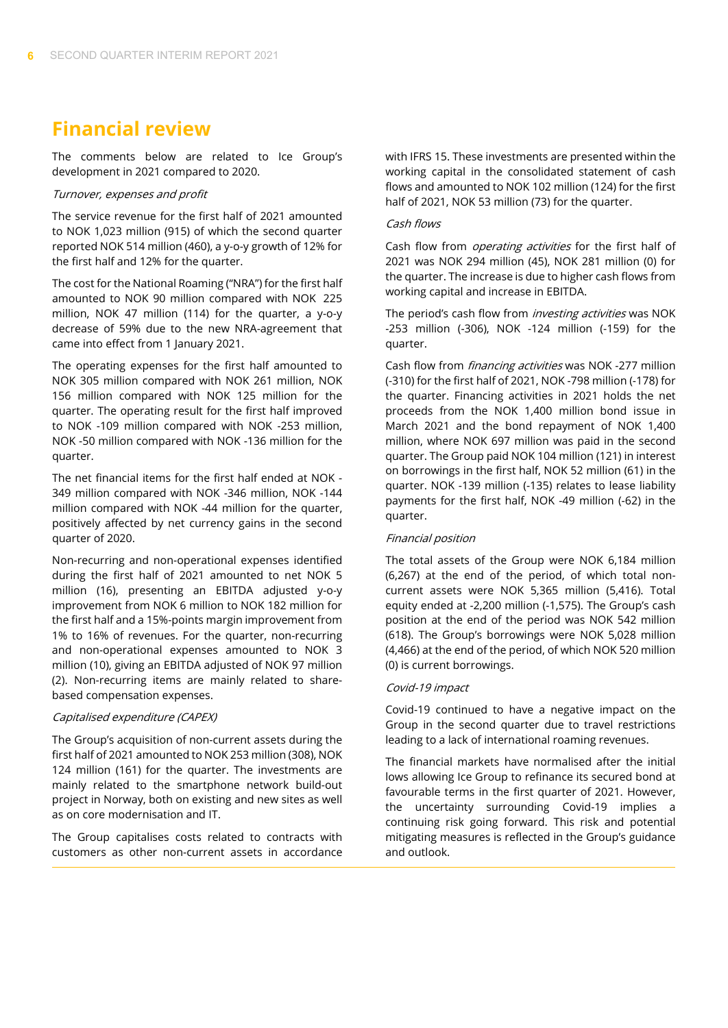# Financial review

The comments below are related to Ice Group's development in 2021 compared to 2020.

*Turnover, expenses and profit*

The service revenue for the first half of 2021 amounted to NOK 1,023 million (915) of which the second quarter reported NOK 514 million (460), a y-o-y growth of 12% for the first half and 12% for the quarter.

The cost for the National Roaming ("NRA") for the first half amounted to NOK 90 million compared with NOK 225 million, NOK 47 million (114) for the quarter, a y-o-y decrease of 59% due to the new NRA-agreement that came into effect from 1 January 2021.

The operating expenses for the first half amounted to NOK 305 million compared with NOK 261 million, NOK 156 million compared with NOK 125 million for the quarter. The operating result for the first half improved to NOK -109 million compared with NOK -253 million, NOK -50 million compared with NOK -136 million for the quarter.

The net financial items for the first half ended at NOK -349 million compared with NOK -346 million, NOK -144 million compared with NOK -44 million for the quarter, positively affected by net currency gains in the second quarter of 2020.

Non-recurring and non-operational expenses identified during the first half of 2021 amounted to net NOK 5 million (16), presenting an EBITDA adjusted y-o-y improvement from NOK 6 million to NOK 182 million for the first half and a 15%-points margin improvement from 1% to 16% of revenues. For the quarter, non-recurring and non-operational expenses amounted to NOK 3 million (10), giving an EBITDA adjusted of NOK 97 million (2). Non-recurring items are mainly related to share-based compensation expenses.

*Capitalised expenditure (CAPEX)*

The Group's acquisition of non-current assets during the first half of 2021 amounted to NOK 253 million (308), NOK 124 million (161) for the quarter. The investments are mainly related to the smartphone network build-out project in Norway, both on existing and new sites as well as on core modernisation and IT.

The Group capitalises costs related to contracts with customers as other non-current assets in accordance with IFRS 15. These investments are presented within the working capital in the consolidated statement of cash flows and amounted to NOK 102 million (124) for the first half of 2021, NOK 53 million (73) for the quarter.

*Cash flows*

Cash flow from *operating activities* for the first half of 2021 was NOK 294 million (45), NOK 281 million (0) for the quarter. The increase is due to higher cash flows from working capital and increase in EBITDA.

The period's cash flow from *investing activities* was NOK -253 million (-306), NOK -124 million (-159) for the quarter.

Cash flow from *financing activities* was NOK -277 million (-310) for the first half of 2021, NOK -798 million (-178) for the quarter. Financing activities in 2021 holds the net proceeds from the NOK 1,400 million bond issue in March 2021 and the bond repayment of NOK 1,400 million, where NOK 697 million was paid in the second quarter. The Group paid NOK 104 million (121) in interest on borrowings in the first half, NOK 52 million (61) in the quarter. NOK -139 million (-135) relates to lease liability payments for the first half, NOK -49 million (-62) in the quarter.

*Financial position*

The total assets of the Group were NOK 6,184 million (6,267) at the end of the period, of which total non-current assets were NOK 5,365 million (5,416). Total equity ended at -2,200 million (-1,575). The Group's cash position at the end of the period was NOK 542 million (618). The Group's borrowings were NOK 5,028 million (4,466) at the end of the period, of which NOK 520 million (0) is current borrowings.

*Covid-19 impact*

Covid-19 continued to have a negative impact on the Group in the second quarter due to travel restrictions leading to a lack of international roaming revenues.

The financial markets have normalised after the initial lows allowing Ice Group to refinance its secured bond at favourable terms in the first quarter of 2021. However, the uncertainty surrounding Covid-19 implies a continuing risk going forward. This risk and potential mitigating measures is reflected in the Group's guidance and outlook.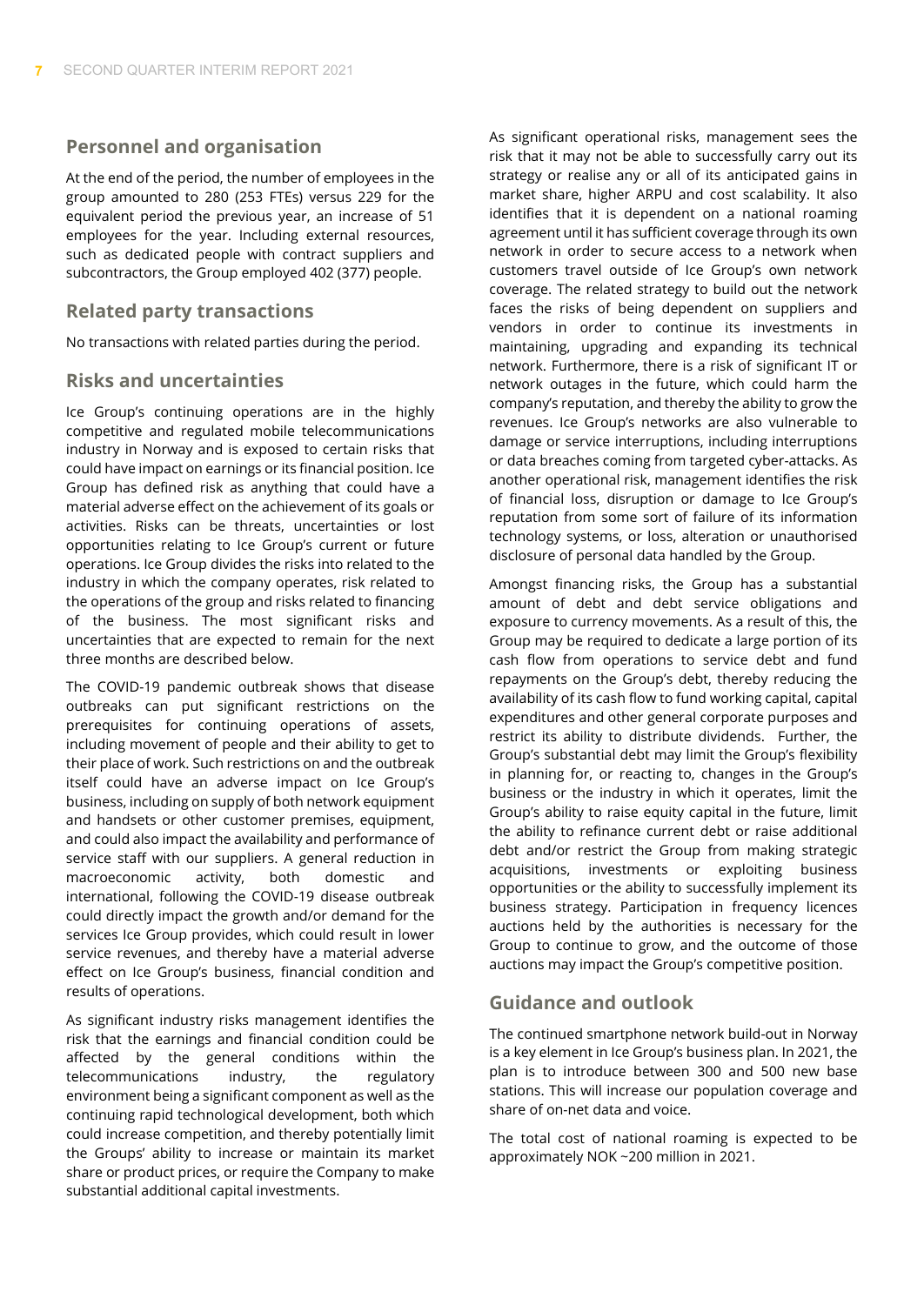## Personnel and organisation

At the end of the period, the number of employees in the group amounted to 280 (253 FTEs) versus 229 for the equivalent period the previous year, an increase of 51 employees for the year. Including external resources, such as dedicated people with contract suppliers and subcontractors, the Group employed 402 (377) people.

## Related party transactions

No transactions with related parties during the period.

## Risks and uncertainties

Ice Group's continuing operations are in the highly competitive and regulated mobile telecommunications industry in Norway and is exposed to certain risks that could have impact on earnings or its financial position. Ice Group has defined risk as anything that could have a material adverse effect on the achievement of its goals or activities. Risks can be threats, uncertainties or lost opportunities relating to Ice Group's current or future operations. Ice Group divides the risks into related to the industry in which the company operates, risk related to the operations of the group and risks related to financing of the business. The most significant risks and uncertainties that are expected to remain for the next three months are described below.

The COVID-19 pandemic outbreak shows that disease outbreaks can put significant restrictions on the prerequisites for continuing operations of assets, including movement of people and their ability to get to their place of work. Such restrictions on and the outbreak itself could have an adverse impact on Ice Group's business, including on supply of both network equipment and handsets or other customer premises, equipment, and could also impact the availability and performance of service staff with our suppliers. A general reduction in macroeconomic activity, both domestic and international, following the COVID-19 disease outbreak could directly impact the growth and/or demand for the services Ice Group provides, which could result in lower service revenues, and thereby have a material adverse effect on Ice Group's business, financial condition and results of operations.

As significant industry risks management identifies the risk that the earnings and financial condition could be affected by the general conditions within the telecommunications industry, the regulatory environment being a significant component as well as the continuing rapid technological development, both which could increase competition, and thereby potentially limit the Groups' ability to increase or maintain its market share or product prices, or require the Company to make substantial additional capital investments.

As significant operational risks, management sees the risk that it may not be able to successfully carry out its strategy or realise any or all of its anticipated gains in market share, higher ARPU and cost scalability. It also identifies that it is dependent on a national roaming agreement until it has sufficient coverage through its own network in order to secure access to a network when customers travel outside of Ice Group's own network coverage. The related strategy to build out the network faces the risks of being dependent on suppliers and vendors in order to continue its investments in maintaining, upgrading and expanding its technical network. Furthermore, there is a risk of significant IT or network outages in the future, which could harm the company's reputation, and thereby the ability to grow the revenues. Ice Group's networks are also vulnerable to damage or service interruptions, including interruptions or data breaches coming from targeted cyber-attacks. As another operational risk, management identifies the risk of financial loss, disruption or damage to Ice Group's reputation from some sort of failure of its information technology systems, or loss, alteration or unauthorised disclosure of personal data handled by the Group.

Amongst financing risks, the Group has a substantial amount of debt and debt service obligations and exposure to currency movements. As a result of this, the Group may be required to dedicate a large portion of its cash flow from operations to service debt and fund repayments on the Group's debt, thereby reducing the availability of its cash flow to fund working capital, capital expenditures and other general corporate purposes and restrict its ability to distribute dividends. Further, the Group's substantial debt may limit the Group's flexibility in planning for, or reacting to, changes in the Group's business or the industry in which it operates, limit the Group's ability to raise equity capital in the future, limit the ability to refinance current debt or raise additional debt and/or restrict the Group from making strategic acquisitions, investments or exploiting business opportunities or the ability to successfully implement its business strategy. Participation in frequency licences auctions held by the authorities is necessary for the Group to continue to grow, and the outcome of those auctions may impact the Group's competitive position.

## Guidance and outlook

The continued smartphone network build-out in Norway is a key element in Ice Group's business plan. In 2021, the plan is to introduce between 300 and 500 new base stations. This will increase our population coverage and share of on-net data and voice.

The total cost of national roaming is expected to be approximately NOK ~200 million in 2021.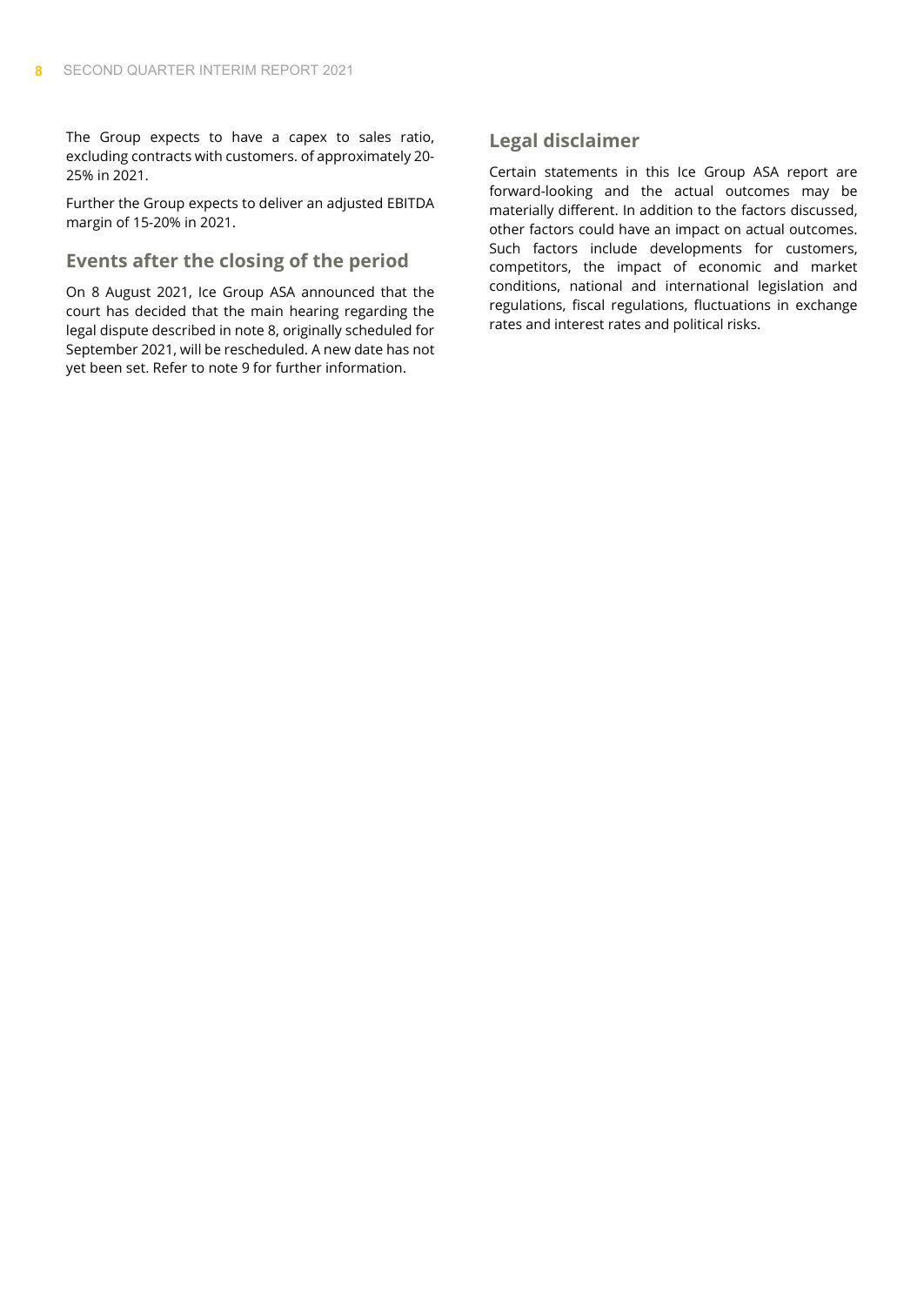The Group expects to have a capex to sales ratio, excluding contracts with customers. of approximately 20-25% in 2021.

Further the Group expects to deliver an adjusted EBITDA margin of 15-20% in 2021.

## Events after the closing of the period

On 8 August 2021, Ice Group ASA announced that the court has decided that the main hearing regarding the legal dispute described in note 8, originally scheduled for September 2021, will be rescheduled. A new date has not yet been set. Refer to note 9 for further information.

## Legal disclaimer

Certain statements in this Ice Group ASA report are forward-looking and the actual outcomes may be materially different. In addition to the factors discussed, other factors could have an impact on actual outcomes. Such factors include developments for customers, competitors, the impact of economic and market conditions, national and international legislation and regulations, fiscal regulations, fluctuations in exchange rates and interest rates and political risks.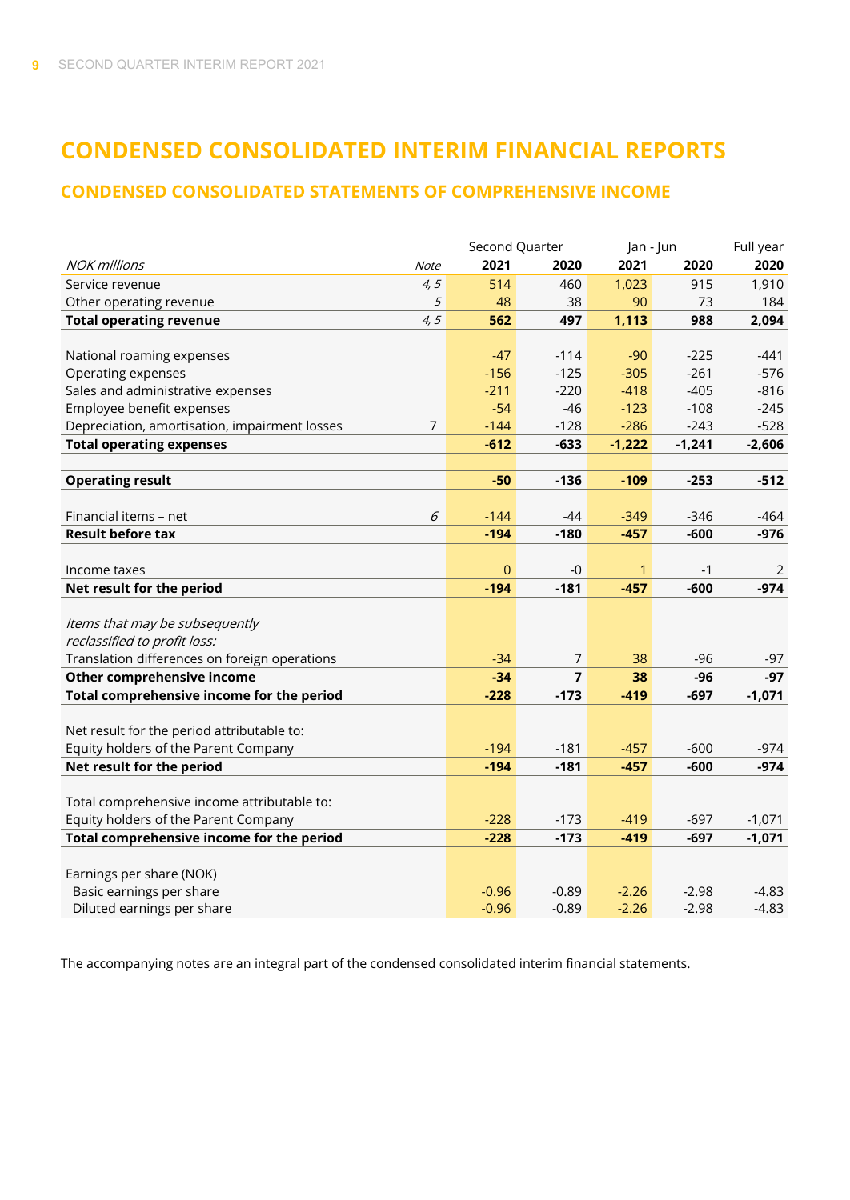# CONDENSED CONSOLIDATED INTERIM FINANCIAL REPORTS

## CONDENSED CONSOLIDATED STATEMENTS OF COMPREHENSIVE INCOME

| | | Second Quarter | | Jan - Jun | | Full year |
|---|---|---|---|---|---|---|
| *NOK millions* | *Note* | **2021** | **2020** | **2021** | **2020** | **2020** |
| Service revenue | *4, 5* | 514 | 460 | 1,023 | 915 | 1,910 |
| Other operating revenue | *5* | 48 | 38 | 90 | 73 | 184 |
| **Total operating revenue** | *4, 5* | **562** | **497** | **1,113** | **988** | **2,094** |
| | | | | | | |
| National roaming expenses | | -47 | -114 | -90 | -225 | -441 |
| Operating expenses | | -156 | -125 | -305 | -261 | -576 |
| Sales and administrative expenses | | -211 | -220 | -418 | -405 | -816 |
| Employee benefit expenses | | -54 | -46 | -123 | -108 | -245 |
| Depreciation, amortisation, impairment losses | 7 | -144 | -128 | -286 | -243 | -528 |
| **Total operating expenses** | | **-612** | **-633** | **-1,222** | **-1,241** | **-2,606** |
| | | | | | | |
| **Operating result** | | **-50** | **-136** | **-109** | **-253** | **-512** |
| | | | | | | |
| Financial items – net | *6* | -144 | -44 | -349 | -346 | -464 |
| **Result before tax** | | **-194** | **-180** | **-457** | **-600** | **-976** |
| | | | | | | |
| Income taxes | | 0 | -0 | 1 | -1 | 2 |
| **Net result for the period** | | **-194** | **-181** | **-457** | **-600** | **-974** |
| | | | | | | |
| *Items that may be subsequently reclassified to profit loss:* | | | | | | |
| Translation differences on foreign operations | | -34 | 7 | 38 | -96 | -97 |
| **Other comprehensive income** | | **-34** | **7** | **38** | **-96** | **-97** |
| **Total comprehensive income for the period** | | **-228** | **-173** | **-419** | **-697** | **-1,071** |
| | | | | | | |
| Net result for the period attributable to: | | | | | | |
| Equity holders of the Parent Company | | -194 | -181 | -457 | -600 | -974 |
| **Net result for the period** | | **-194** | **-181** | **-457** | **-600** | **-974** |
| | | | | | | |
| Total comprehensive income attributable to: | | | | | | |
| Equity holders of the Parent Company | | -228 | -173 | -419 | -697 | -1,071 |
| **Total comprehensive income for the period** | | **-228** | **-173** | **-419** | **-697** | **-1,071** |
| | | | | | | |
| Earnings per share (NOK) | | | | | | |
| Basic earnings per share | | -0.96 | -0.89 | -2.26 | -2.98 | -4.83 |
| Diluted earnings per share | | -0.96 | -0.89 | -2.26 | -2.98 | -4.83 |

The accompanying notes are an integral part of the condensed consolidated interim financial statements.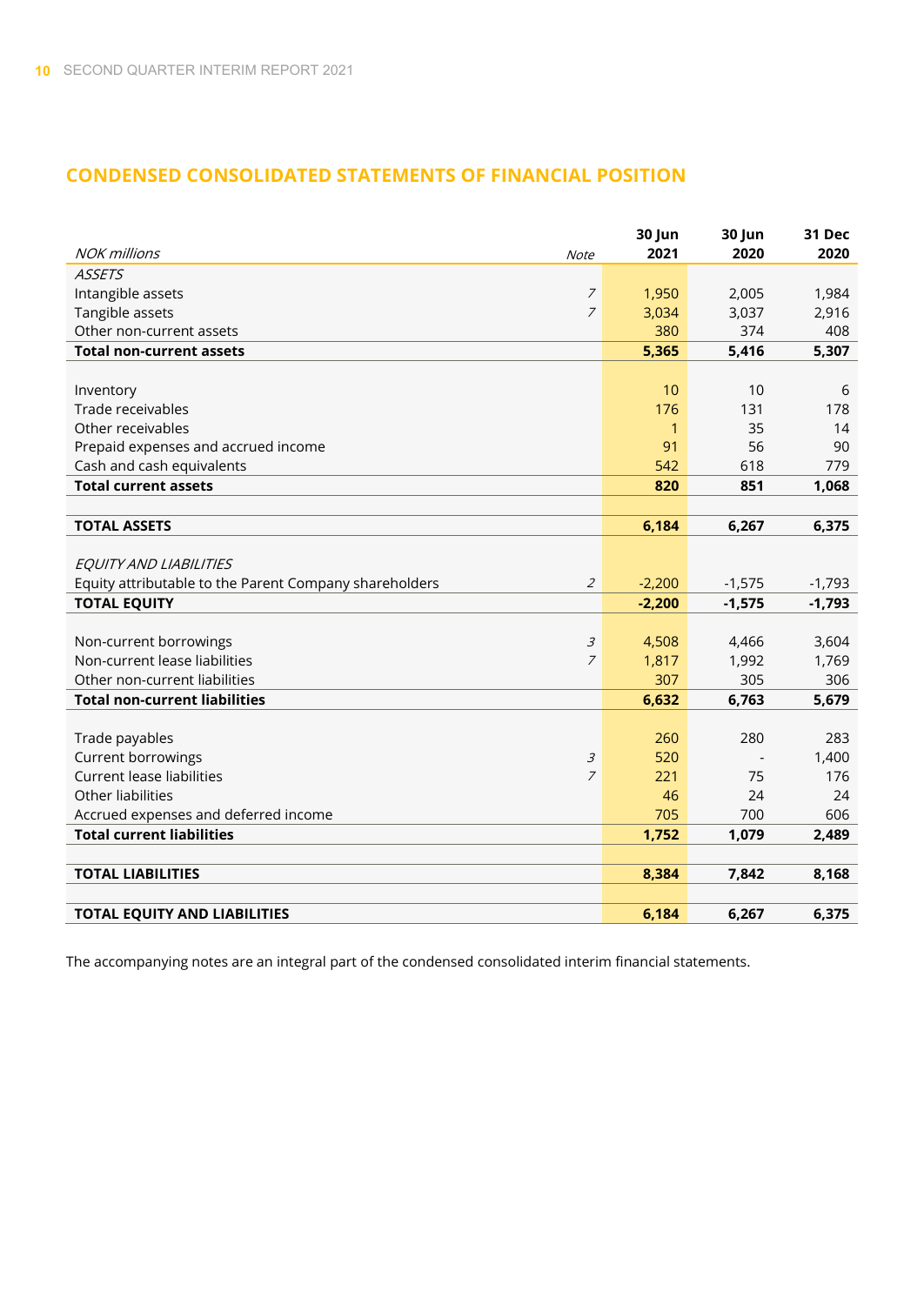## CONDENSED CONSOLIDATED STATEMENTS OF FINANCIAL POSITION

| *NOK millions* | *Note* | 30 Jun 2021 | 30 Jun 2020 | 31 Dec 2020 |
|---|---|---|---|---|
| *ASSETS* | | | | |
| Intangible assets | *7* | 1,950 | 2,005 | 1,984 |
| Tangible assets | *7* | 3,034 | 3,037 | 2,916 |
| Other non-current assets | | 380 | 374 | 408 |
| **Total non-current assets** | | **5,365** | **5,416** | **5,307** |
| | | | | |
| Inventory | | 10 | 10 | 6 |
| Trade receivables | | 176 | 131 | 178 |
| Other receivables | | 1 | 35 | 14 |
| Prepaid expenses and accrued income | | 91 | 56 | 90 |
| Cash and cash equivalents | | 542 | 618 | 779 |
| **Total current assets** | | **820** | **851** | **1,068** |
| | | | | |
| **TOTAL ASSETS** | | **6,184** | **6,267** | **6,375** |
| | | | | |
| *EQUITY AND LIABILITIES* | | | | |
| Equity attributable to the Parent Company shareholders | *2* | -2,200 | -1,575 | -1,793 |
| **TOTAL EQUITY** | | **-2,200** | **-1,575** | **-1,793** |
| | | | | |
| Non-current borrowings | *3* | 4,508 | 4,466 | 3,604 |
| Non-current lease liabilities | *7* | 1,817 | 1,992 | 1,769 |
| Other non-current liabilities | | 307 | 305 | 306 |
| **Total non-current liabilities** | | **6,632** | **6,763** | **5,679** |
| | | | | |
| Trade payables | | 260 | 280 | 283 |
| Current borrowings | *3* | 520 | - | 1,400 |
| Current lease liabilities | *7* | 221 | 75 | 176 |
| Other liabilities | | 46 | 24 | 24 |
| Accrued expenses and deferred income | | 705 | 700 | 606 |
| **Total current liabilities** | | **1,752** | **1,079** | **2,489** |
| | | | | |
| **TOTAL LIABILITIES** | | **8,384** | **7,842** | **8,168** |
| | | | | |
| **TOTAL EQUITY AND LIABILITIES** | | **6,184** | **6,267** | **6,375** |

The accompanying notes are an integral part of the condensed consolidated interim financial statements.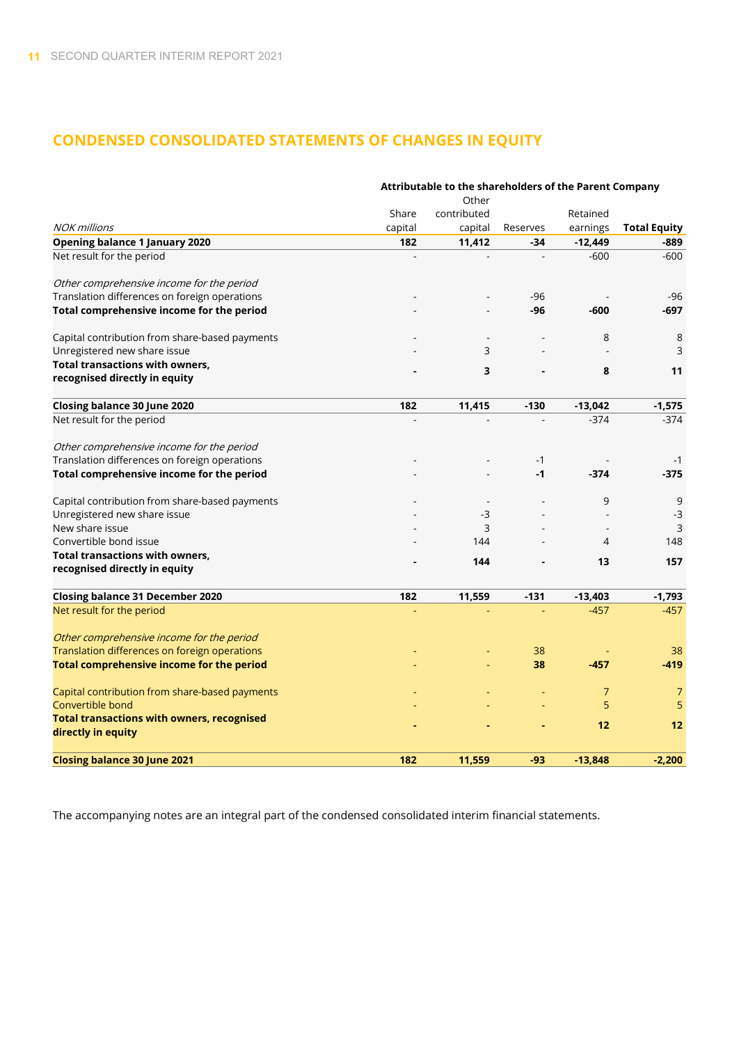## CONDENSED CONSOLIDATED STATEMENTS OF CHANGES IN EQUITY

| | Attributable to the shareholders of the Parent Company | | | | |
|---|---|---|---|---|---|
| *NOK millions* | Share capital | Other contributed capital | Reserves | Retained earnings | **Total Equity** |
| **Opening balance 1 January 2020** | **182** | **11,412** | **-34** | **-12,449** | **-889** |
| Net result for the period | - | - | - | -600 | -600 |
| *Other comprehensive income for the period* | | | | | |
| Translation differences on foreign operations | - | - | -96 | - | -96 |
| **Total comprehensive income for the period** | - | - | **-96** | **-600** | **-697** |
| Capital contribution from share-based payments | - | - | - | 8 | 8 |
| Unregistered new share issue | - | 3 | - | - | 3 |
| **Total transactions with owners, recognised directly in equity** | **-** | **3** | **-** | **8** | **11** |
| **Closing balance 30 June 2020** | **182** | **11,415** | **-130** | **-13,042** | **-1,575** |
| Net result for the period | - | - | - | -374 | -374 |
| *Other comprehensive income for the period* | | | | | |
| Translation differences on foreign operations | - | - | -1 | - | -1 |
| **Total comprehensive income for the period** | - | - | **-1** | **-374** | **-375** |
| Capital contribution from share-based payments | - | - | - | 9 | 9 |
| Unregistered new share issue | - | -3 | - | - | -3 |
| New share issue | - | 3 | - | - | 3 |
| Convertible bond issue | - | 144 | - | 4 | 148 |
| **Total transactions with owners, recognised directly in equity** | **-** | **144** | **-** | **13** | **157** |
| **Closing balance 31 December 2020** | **182** | **11,559** | **-131** | **-13,403** | **-1,793** |
| Net result for the period | - | - | - | -457 | -457 |
| *Other comprehensive income for the period* | | | | | |
| Translation differences on foreign operations | - | - | 38 | - | 38 |
| **Total comprehensive income for the period** | - | - | **38** | **-457** | **-419** |
| Capital contribution from share-based payments | - | - | - | 7 | 7 |
| Convertible bond | - | - | - | 5 | 5 |
| **Total transactions with owners, recognised directly in equity** | **-** | **-** | **-** | **12** | **12** |
| **Closing balance 30 June 2021** | **182** | **11,559** | **-93** | **-13,848** | **-2,200** |

The accompanying notes are an integral part of the condensed consolidated interim financial statements.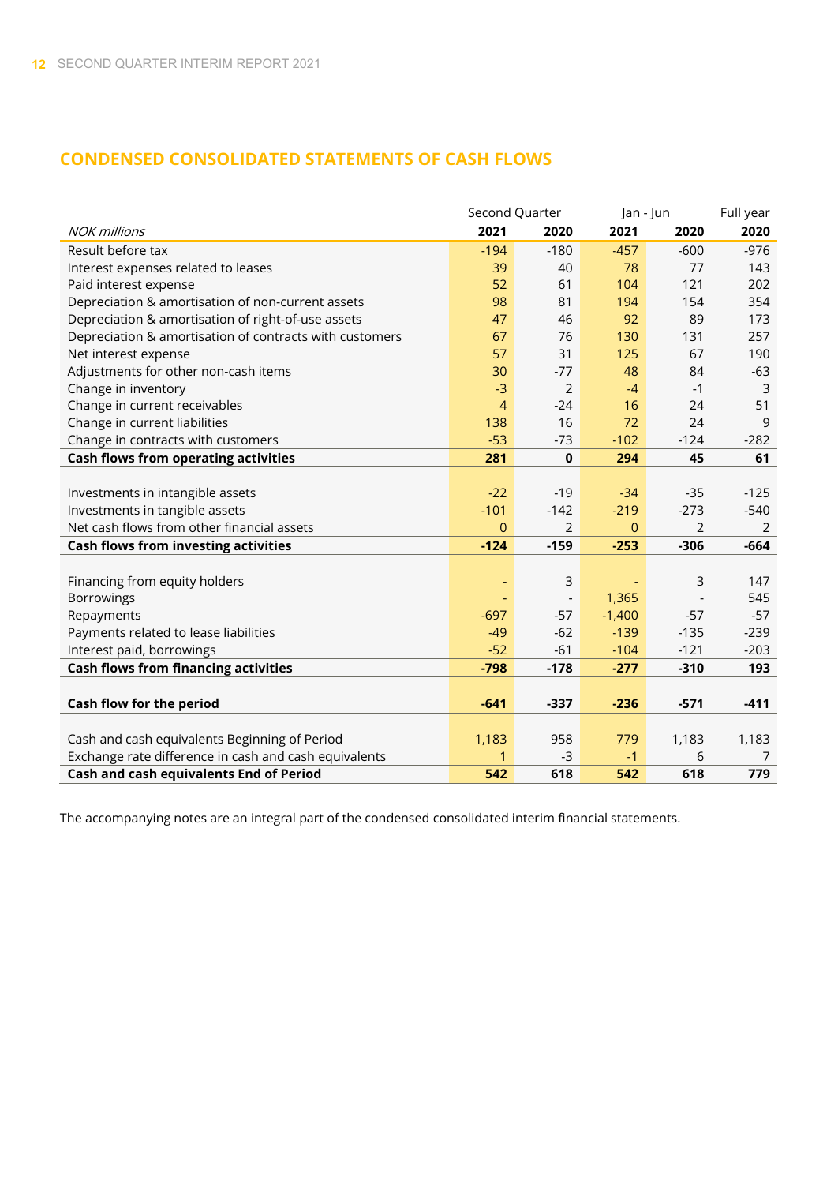## CONDENSED CONSOLIDATED STATEMENTS OF CASH FLOWS

| | Second Quarter | | Jan - Jun | | Full year |
|---|---|---|---|---|---|
| *NOK millions* | **2021** | **2020** | **2021** | **2020** | **2020** |
| Result before tax | -194 | -180 | -457 | -600 | -976 |
| Interest expenses related to leases | 39 | 40 | 78 | 77 | 143 |
| Paid interest expense | 52 | 61 | 104 | 121 | 202 |
| Depreciation & amortisation of non-current assets | 98 | 81 | 194 | 154 | 354 |
| Depreciation & amortisation of right-of-use assets | 47 | 46 | 92 | 89 | 173 |
| Depreciation & amortisation of contracts with customers | 67 | 76 | 130 | 131 | 257 |
| Net interest expense | 57 | 31 | 125 | 67 | 190 |
| Adjustments for other non-cash items | 30 | -77 | 48 | 84 | -63 |
| Change in inventory | -3 | 2 | -4 | -1 | 3 |
| Change in current receivables | 4 | -24 | 16 | 24 | 51 |
| Change in current liabilities | 138 | 16 | 72 | 24 | 9 |
| Change in contracts with customers | -53 | -73 | -102 | -124 | -282 |
| **Cash flows from operating activities** | **281** | **0** | **294** | **45** | **61** |
| | | | | | |
| Investments in intangible assets | -22 | -19 | -34 | -35 | -125 |
| Investments in tangible assets | -101 | -142 | -219 | -273 | -540 |
| Net cash flows from other financial assets | 0 | 2 | 0 | 2 | 2 |
| **Cash flows from investing activities** | **-124** | **-159** | **-253** | **-306** | **-664** |
| | | | | | |
| Financing from equity holders | - | 3 | - | 3 | 147 |
| Borrowings | - | - | 1,365 | - | 545 |
| Repayments | -697 | -57 | -1,400 | -57 | -57 |
| Payments related to lease liabilities | -49 | -62 | -139 | -135 | -239 |
| Interest paid, borrowings | -52 | -61 | -104 | -121 | -203 |
| **Cash flows from financing activities** | **-798** | **-178** | **-277** | **-310** | **193** |
| | | | | | |
| **Cash flow for the period** | **-641** | **-337** | **-236** | **-571** | **-411** |
| | | | | | |
| Cash and cash equivalents Beginning of Period | 1,183 | 958 | 779 | 1,183 | 1,183 |
| Exchange rate difference in cash and cash equivalents | 1 | -3 | -1 | 6 | 7 |
| **Cash and cash equivalents End of Period** | **542** | **618** | **542** | **618** | **779** |

The accompanying notes are an integral part of the condensed consolidated interim financial statements.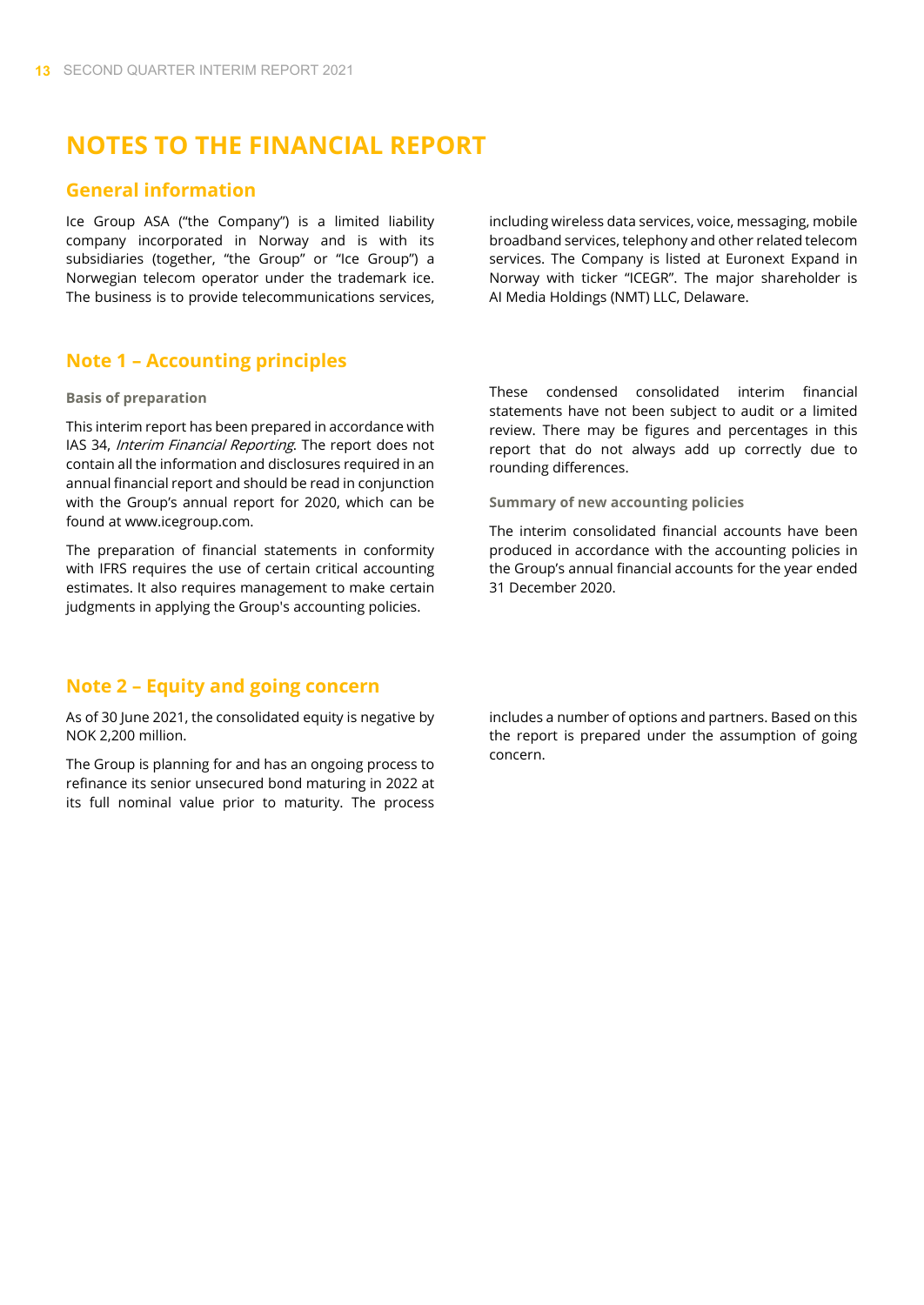# NOTES TO THE FINANCIAL REPORT

## General information

Ice Group ASA ("the Company") is a limited liability company incorporated in Norway and is with its subsidiaries (together, "the Group" or "Ice Group") a Norwegian telecom operator under the trademark ice. The business is to provide telecommunications services, including wireless data services, voice, messaging, mobile broadband services, telephony and other related telecom services. The Company is listed at Euronext Expand in Norway with ticker "ICEGR". The major shareholder is AI Media Holdings (NMT) LLC, Delaware.

## Note 1 – Accounting principles

### Basis of preparation

This interim report has been prepared in accordance with IAS 34, *Interim Financial Reporting*. The report does not contain all the information and disclosures required in an annual financial report and should be read in conjunction with the Group's annual report for 2020, which can be found at www.icegroup.com.

The preparation of financial statements in conformity with IFRS requires the use of certain critical accounting estimates. It also requires management to make certain judgments in applying the Group's accounting policies.

These condensed consolidated interim financial statements have not been subject to audit or a limited review. There may be figures and percentages in this report that do not always add up correctly due to rounding differences.

### Summary of new accounting policies

The interim consolidated financial accounts have been produced in accordance with the accounting policies in the Group's annual financial accounts for the year ended 31 December 2020.

## Note 2 – Equity and going concern

As of 30 June 2021, the consolidated equity is negative by NOK 2,200 million.

The Group is planning for and has an ongoing process to refinance its senior unsecured bond maturing in 2022 at its full nominal value prior to maturity. The process includes a number of options and partners. Based on this the report is prepared under the assumption of going concern.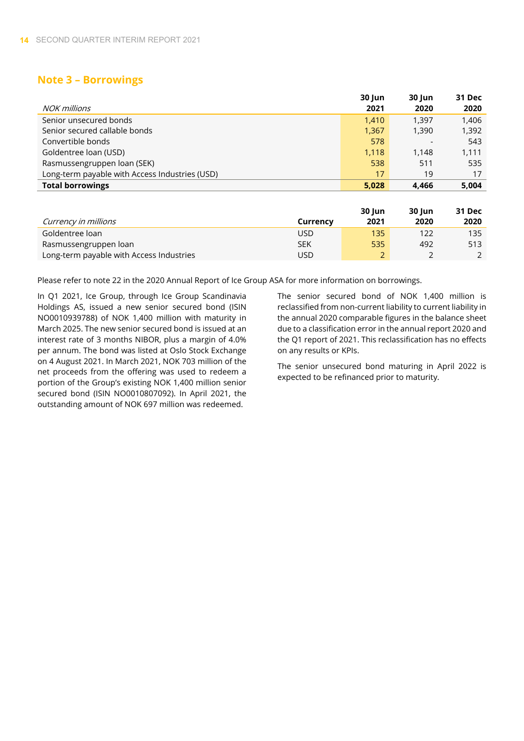## Note 3 – Borrowings

| *NOK millions* | 30 Jun 2021 | 30 Jun 2020 | 31 Dec 2020 |
|---|---|---|---|
| Senior unsecured bonds | 1,410 | 1,397 | 1,406 |
| Senior secured callable bonds | 1,367 | 1,390 | 1,392 |
| Convertible bonds | 578 | - | 543 |
| Goldentree loan (USD) | 1,118 | 1,148 | 1,111 |
| Rasmussengruppen loan (SEK) | 538 | 511 | 535 |
| Long-term payable with Access Industries (USD) | 17 | 19 | 17 |
| **Total borrowings** | **5,028** | **4,466** | **5,004** |

| *Currency in millions* | Currency | 30 Jun 2021 | 30 Jun 2020 | 31 Dec 2020 |
|---|---|---|---|---|
| Goldentree loan | USD | 135 | 122 | 135 |
| Rasmussengruppen loan | SEK | 535 | 492 | 513 |
| Long-term payable with Access Industries | USD | 2 | 2 | 2 |

Please refer to note 22 in the 2020 Annual Report of Ice Group ASA for more information on borrowings.

In Q1 2021, Ice Group, through Ice Group Scandinavia Holdings AS, issued a new senior secured bond (ISIN NO0010939788) of NOK 1,400 million with maturity in March 2025. The new senior secured bond is issued at an interest rate of 3 months NIBOR, plus a margin of 4.0% per annum. The bond was listed at Oslo Stock Exchange on 4 August 2021. In March 2021, NOK 703 million of the net proceeds from the offering was used to redeem a portion of the Group's existing NOK 1,400 million senior secured bond (ISIN NO0010807092). In April 2021, the outstanding amount of NOK 697 million was redeemed.

The senior secured bond of NOK 1,400 million is reclassified from non-current liability to current liability in the annual 2020 comparable figures in the balance sheet due to a classification error in the annual report 2020 and the Q1 report of 2021. This reclassification has no effects on any results or KPIs.

The senior unsecured bond maturing in April 2022 is expected to be refinanced prior to maturity.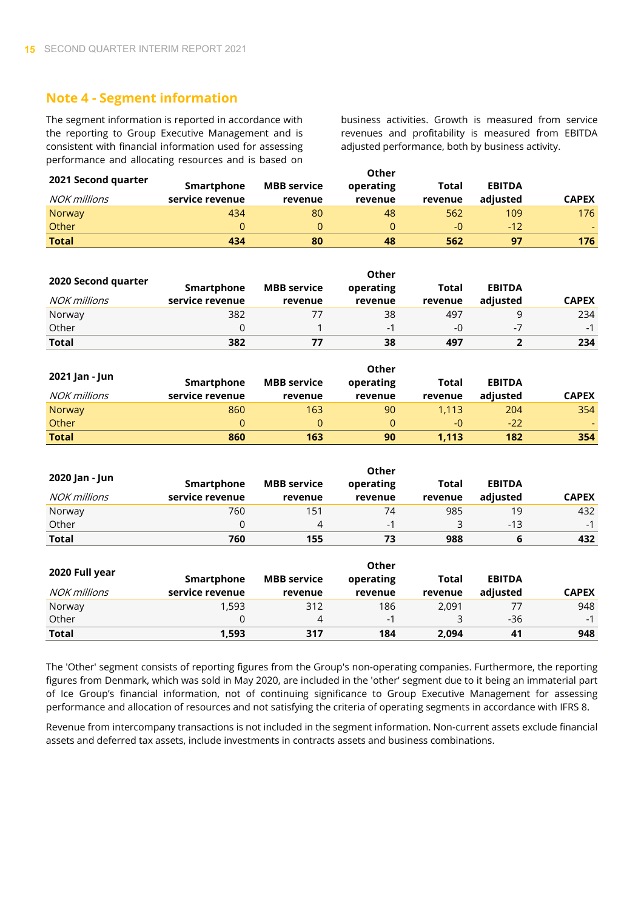## Note 4 - Segment information

The segment information is reported in accordance with the reporting to Group Executive Management and is consistent with financial information used for assessing performance and allocating resources and is based on business activities. Growth is measured from service revenues and profitability is measured from EBITDA adjusted performance, both by business activity.

| **2021 Second quarter** *NOK millions* | **Smartphone service revenue** | **MBB service revenue** | **Other operating revenue** | **Total revenue** | **EBITDA adjusted** | **CAPEX** |
|---|---|---|---|---|---|---|
| Norway | 434 | 80 | 48 | 562 | 109 | 176 |
| Other | 0 | 0 | 0 | -0 | -12 | - |
| **Total** | **434** | **80** | **48** | **562** | **97** | **176** |

| **2020 Second quarter** *NOK millions* | **Smartphone service revenue** | **MBB service revenue** | **Other operating revenue** | **Total revenue** | **EBITDA adjusted** | **CAPEX** |
|---|---|---|---|---|---|---|
| Norway | 382 | 77 | 38 | 497 | 9 | 234 |
| Other | 0 | 1 | -1 | -0 | -7 | -1 |
| **Total** | **382** | **77** | **38** | **497** | **2** | **234** |

| **2021 Jan - Jun** *NOK millions* | **Smartphone service revenue** | **MBB service revenue** | **Other operating revenue** | **Total revenue** | **EBITDA adjusted** | **CAPEX** |
|---|---|---|---|---|---|---|
| Norway | 860 | 163 | 90 | 1,113 | 204 | 354 |
| Other | 0 | 0 | 0 | -0 | -22 | - |
| **Total** | **860** | **163** | **90** | **1,113** | **182** | **354** |

| **2020 Jan - Jun** *NOK millions* | **Smartphone service revenue** | **MBB service revenue** | **Other operating revenue** | **Total revenue** | **EBITDA adjusted** | **CAPEX** |
|---|---|---|---|---|---|---|
| Norway | 760 | 151 | 74 | 985 | 19 | 432 |
| Other | 0 | 4 | -1 | 3 | -13 | -1 |
| **Total** | **760** | **155** | **73** | **988** | **6** | **432** |

| **2020 Full year** *NOK millions* | **Smartphone service revenue** | **MBB service revenue** | **Other operating revenue** | **Total revenue** | **EBITDA adjusted** | **CAPEX** |
|---|---|---|---|---|---|---|
| Norway | 1,593 | 312 | 186 | 2,091 | 77 | 948 |
| Other | 0 | 4 | -1 | 3 | -36 | -1 |
| **Total** | **1,593** | **317** | **184** | **2,094** | **41** | **948** |

The 'Other' segment consists of reporting figures from the Group's non-operating companies. Furthermore, the reporting figures from Denmark, which was sold in May 2020, are included in the 'other' segment due to it being an immaterial part of Ice Group's financial information, not of continuing significance to Group Executive Management for assessing performance and allocation of resources and not satisfying the criteria of operating segments in accordance with IFRS 8.

Revenue from intercompany transactions is not included in the segment information. Non-current assets exclude financial assets and deferred tax assets, include investments in contracts assets and business combinations.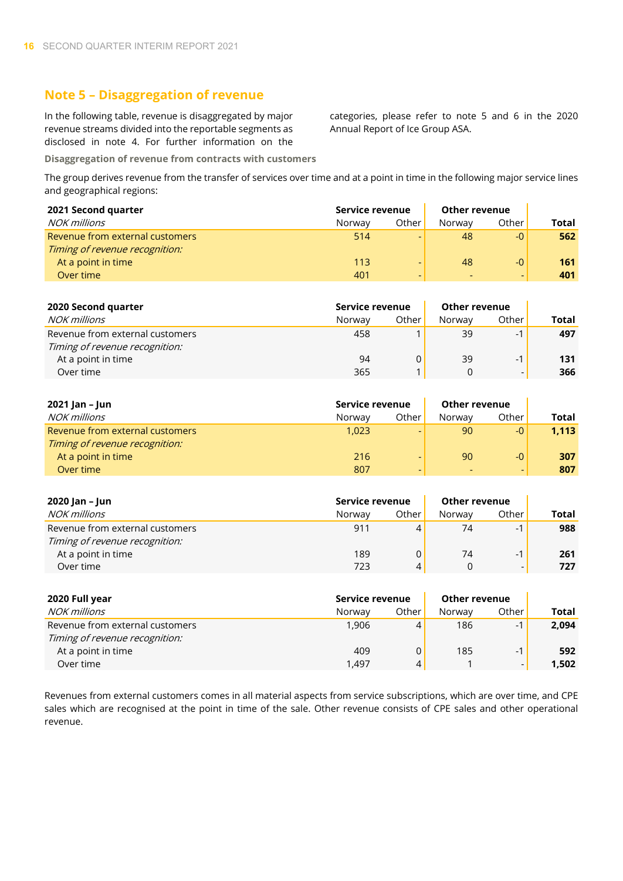## Note 5 – Disaggregation of revenue

In the following table, revenue is disaggregated by major revenue streams divided into the reportable segments as disclosed in note 4. For further information on the categories, please refer to note 5 and 6 in the 2020 Annual Report of Ice Group ASA.

**Disaggregation of revenue from contracts with customers**

The group derives revenue from the transfer of services over time and at a point in time in the following major service lines and geographical regions:

| **2021 Second quarter** | **Service revenue** | | **Other revenue** | | |
|---|---|---|---|---|---|
| *NOK millions* | Norway | Other | Norway | Other | **Total** |
| Revenue from external customers | 514 | - | 48 | -0 | **562** |
| *Timing of revenue recognition:* | | | | | |
| At a point in time | 113 | - | 48 | -0 | **161** |
| Over time | 401 | - | - | - | **401** |

| **2020 Second quarter** | **Service revenue** | | **Other revenue** | | |
|---|---|---|---|---|---|
| *NOK millions* | Norway | Other | Norway | Other | **Total** |
| Revenue from external customers | 458 | 1 | 39 | -1 | **497** |
| *Timing of revenue recognition:* | | | | | |
| At a point in time | 94 | 0 | 39 | -1 | **131** |
| Over time | 365 | 1 | 0 | - | **366** |

| **2021 Jan – Jun** | **Service revenue** | | **Other revenue** | | |
|---|---|---|---|---|---|
| *NOK millions* | Norway | Other | Norway | Other | **Total** |
| Revenue from external customers | 1,023 | - | 90 | -0 | **1,113** |
| *Timing of revenue recognition:* | | | | | |
| At a point in time | 216 | - | 90 | -0 | **307** |
| Over time | 807 | - | - | - | **807** |

| **2020 Jan – Jun** | **Service revenue** | | **Other revenue** | | |
|---|---|---|---|---|---|
| *NOK millions* | Norway | Other | Norway | Other | **Total** |
| Revenue from external customers | 911 | 4 | 74 | -1 | **988** |
| *Timing of revenue recognition:* | | | | | |
| At a point in time | 189 | 0 | 74 | -1 | **261** |
| Over time | 723 | 4 | 0 | - | **727** |

| **2020 Full year** | **Service revenue** | | **Other revenue** | | |
|---|---|---|---|---|---|
| *NOK millions* | Norway | Other | Norway | Other | **Total** |
| Revenue from external customers | 1,906 | 4 | 186 | -1 | **2,094** |
| *Timing of revenue recognition:* | | | | | |
| At a point in time | 409 | 0 | 185 | -1 | **592** |
| Over time | 1,497 | 4 | 1 | - | **1,502** |

Revenues from external customers comes in all material aspects from service subscriptions, which are over time, and CPE sales which are recognised at the point in time of the sale. Other revenue consists of CPE sales and other operational revenue.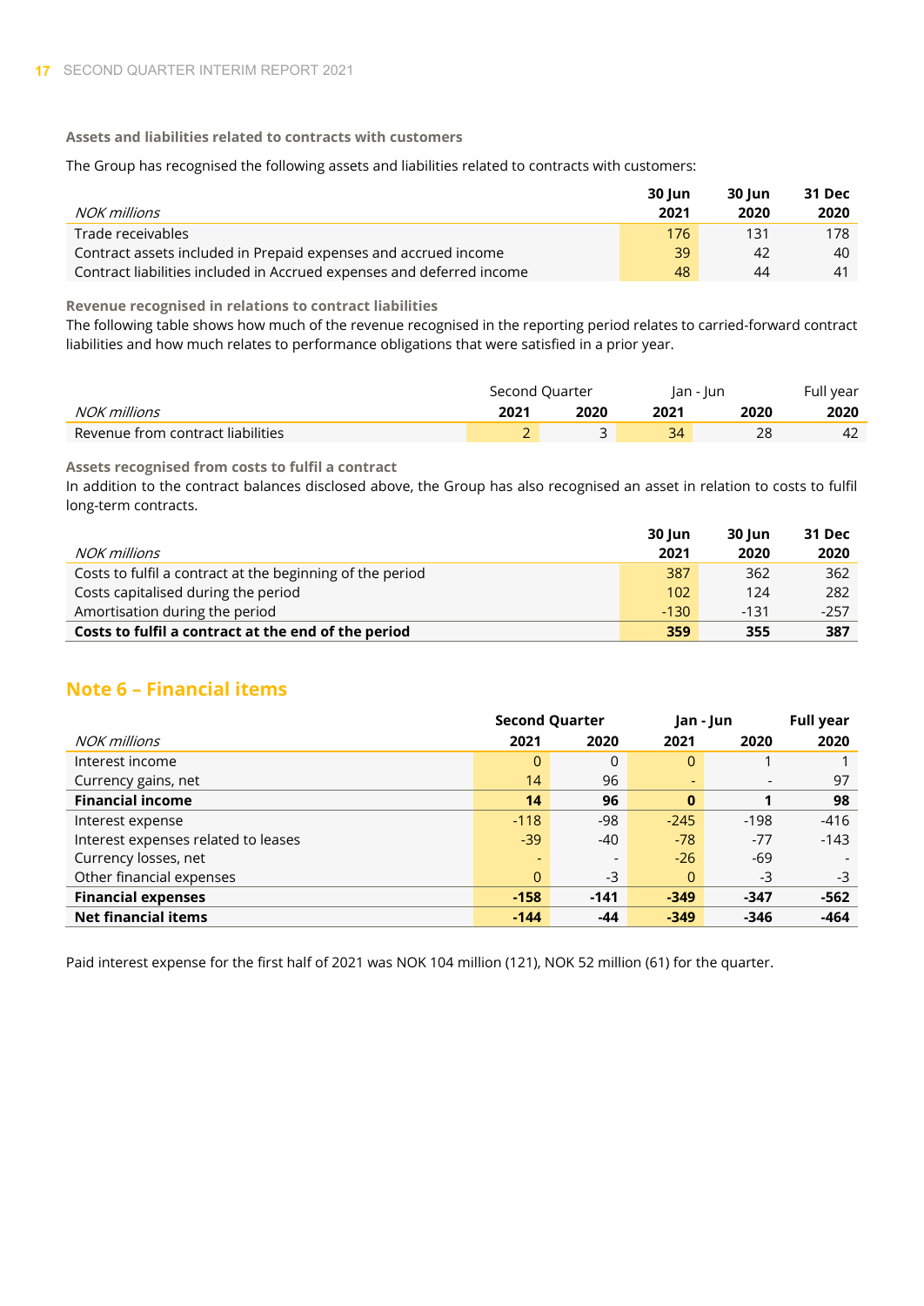### Assets and liabilities related to contracts with customers

The Group has recognised the following assets and liabilities related to contracts with customers:

| *NOK millions* | 30 Jun 2021 | 30 Jun 2020 | 31 Dec 2020 |
|---|---|---|---|
| Trade receivables | 176 | 131 | 178 |
| Contract assets included in Prepaid expenses and accrued income | 39 | 42 | 40 |
| Contract liabilities included in Accrued expenses and deferred income | 48 | 44 | 41 |

### Revenue recognised in relations to contract liabilities

The following table shows how much of the revenue recognised in the reporting period relates to carried-forward contract liabilities and how much relates to performance obligations that were satisfied in a prior year.

| | Second Quarter | | Jan - Jun | | Full year |
|---|---|---|---|---|---|
| *NOK millions* | 2021 | 2020 | 2021 | 2020 | 2020 |
| Revenue from contract liabilities | 2 | 3 | 34 | 28 | 42 |

### Assets recognised from costs to fulfil a contract

In addition to the contract balances disclosed above, the Group has also recognised an asset in relation to costs to fulfil long-term contracts.

| *NOK millions* | 30 Jun 2021 | 30 Jun 2020 | 31 Dec 2020 |
|---|---|---|---|
| Costs to fulfil a contract at the beginning of the period | 387 | 362 | 362 |
| Costs capitalised during the period | 102 | 124 | 282 |
| Amortisation during the period | -130 | -131 | -257 |
| **Costs to fulfil a contract at the end of the period** | **359** | **355** | **387** |

## Note 6 – Financial items

| | Second Quarter | | Jan - Jun | | Full year |
|---|---|---|---|---|---|
| *NOK millions* | 2021 | 2020 | 2021 | 2020 | 2020 |
| Interest income | 0 | 0 | 0 | 1 | 1 |
| Currency gains, net | 14 | 96 | - | - | 97 |
| **Financial income** | **14** | **96** | **0** | **1** | **98** |
| Interest expense | -118 | -98 | -245 | -198 | -416 |
| Interest expenses related to leases | -39 | -40 | -78 | -77 | -143 |
| Currency losses, net | - | - | -26 | -69 | - |
| Other financial expenses | 0 | -3 | 0 | -3 | -3 |
| **Financial expenses** | **-158** | **-141** | **-349** | **-347** | **-562** |
| **Net financial items** | **-144** | **-44** | **-349** | **-346** | **-464** |

Paid interest expense for the first half of 2021 was NOK 104 million (121), NOK 52 million (61) for the quarter.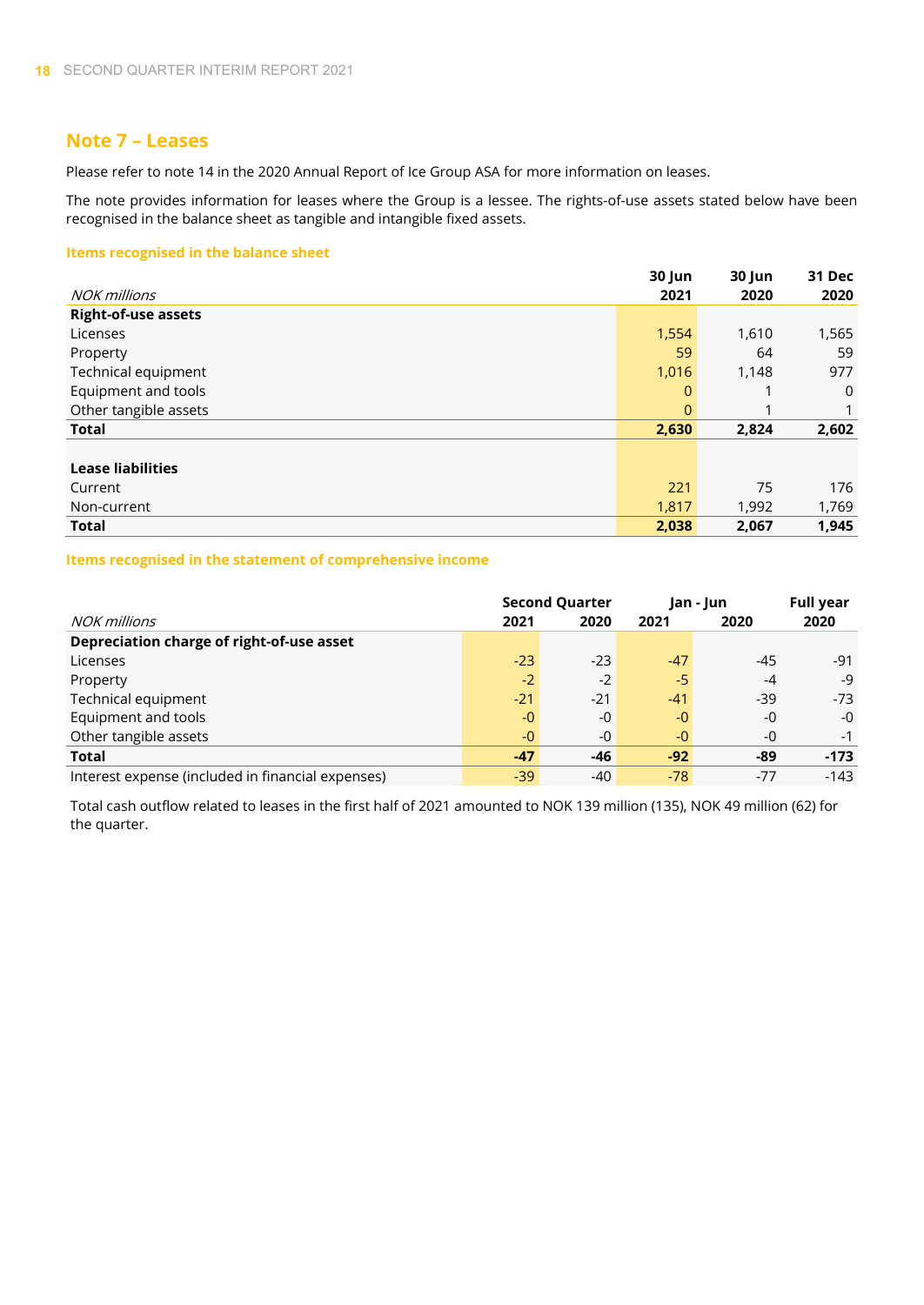## Note 7 – Leases

Please refer to note 14 in the 2020 Annual Report of Ice Group ASA for more information on leases.

The note provides information for leases where the Group is a lessee. The rights-of-use assets stated below have been recognised in the balance sheet as tangible and intangible fixed assets.

### Items recognised in the balance sheet

| *NOK millions* | 30 Jun 2021 | 30 Jun 2020 | 31 Dec 2020 |
|---|---|---|---|
| **Right-of-use assets** | | | |
| Licenses | 1,554 | 1,610 | 1,565 |
| Property | 59 | 64 | 59 |
| Technical equipment | 1,016 | 1,148 | 977 |
| Equipment and tools | 0 | 1 | 0 |
| Other tangible assets | 0 | 1 | 1 |
| **Total** | **2,630** | **2,824** | **2,602** |
| | | | |
| **Lease liabilities** | | | |
| Current | 221 | 75 | 176 |
| Non-current | 1,817 | 1,992 | 1,769 |
| **Total** | **2,038** | **2,067** | **1,945** |

### Items recognised in the statement of comprehensive income

| | Second Quarter | | Jan - Jun | | Full year |
|---|---|---|---|---|---|
| *NOK millions* | 2021 | 2020 | 2021 | 2020 | 2020 |
| **Depreciation charge of right-of-use asset** | | | | | |
| Licenses | -23 | -23 | -47 | -45 | -91 |
| Property | -2 | -2 | -5 | -4 | -9 |
| Technical equipment | -21 | -21 | -41 | -39 | -73 |
| Equipment and tools | -0 | -0 | -0 | -0 | -0 |
| Other tangible assets | -0 | -0 | -0 | -0 | -1 |
| **Total** | **-47** | **-46** | **-92** | **-89** | **-173** |
| Interest expense (included in financial expenses) | -39 | -40 | -78 | -77 | -143 |

Total cash outflow related to leases in the first half of 2021 amounted to NOK 139 million (135), NOK 49 million (62) for the quarter.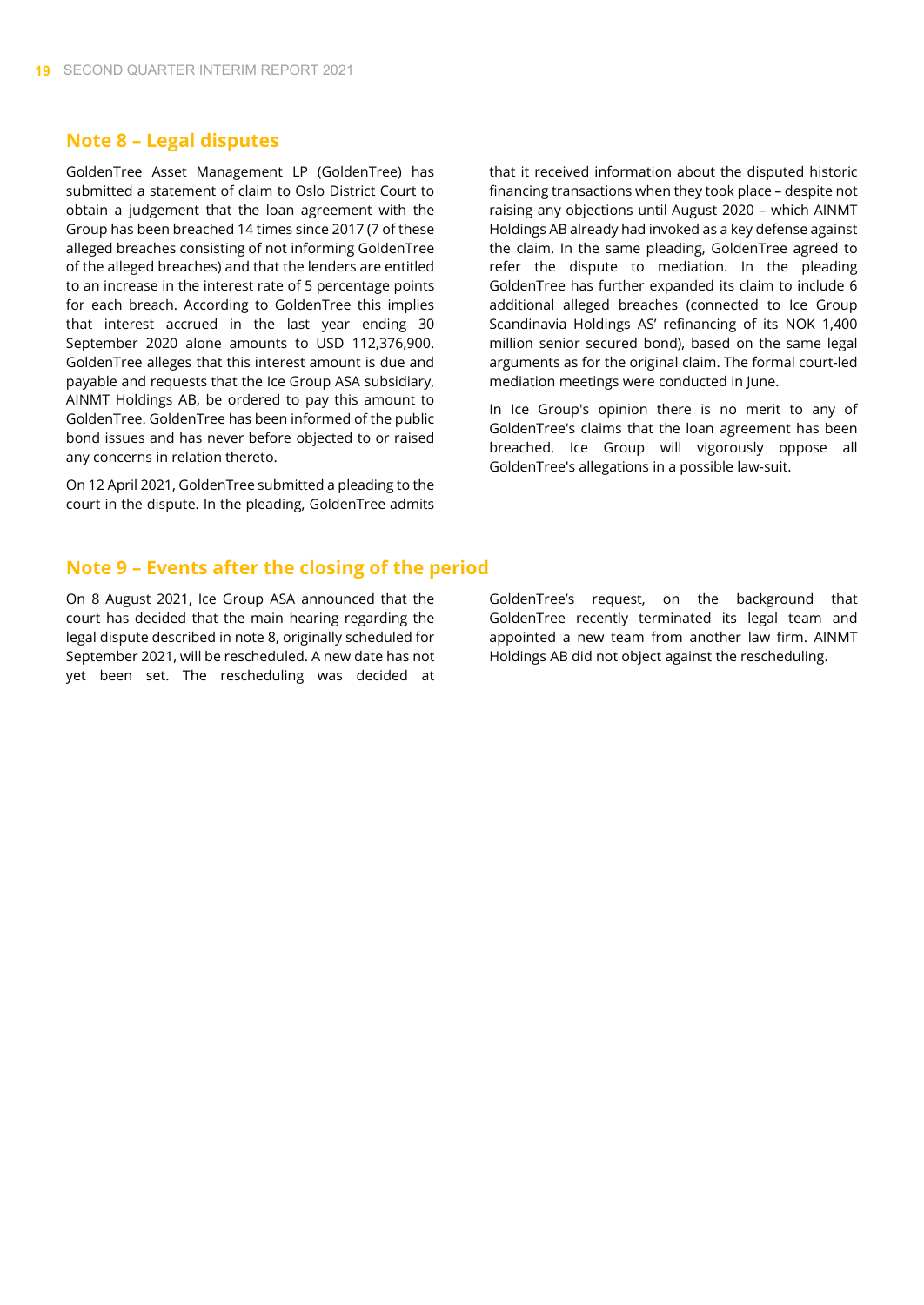## Note 8 – Legal disputes

GoldenTree Asset Management LP (GoldenTree) has submitted a statement of claim to Oslo District Court to obtain a judgement that the loan agreement with the Group has been breached 14 times since 2017 (7 of these alleged breaches consisting of not informing GoldenTree of the alleged breaches) and that the lenders are entitled to an increase in the interest rate of 5 percentage points for each breach. According to GoldenTree this implies that interest accrued in the last year ending 30 September 2020 alone amounts to USD 112,376,900. GoldenTree alleges that this interest amount is due and payable and requests that the Ice Group ASA subsidiary, AINMT Holdings AB, be ordered to pay this amount to GoldenTree. GoldenTree has been informed of the public bond issues and has never before objected to or raised any concerns in relation thereto.

On 12 April 2021, GoldenTree submitted a pleading to the court in the dispute. In the pleading, GoldenTree admits that it received information about the disputed historic financing transactions when they took place – despite not raising any objections until August 2020 – which AINMT Holdings AB already had invoked as a key defense against the claim. In the same pleading, GoldenTree agreed to refer the dispute to mediation. In the pleading GoldenTree has further expanded its claim to include 6 additional alleged breaches (connected to Ice Group Scandinavia Holdings AS' refinancing of its NOK 1,400 million senior secured bond), based on the same legal arguments as for the original claim. The formal court-led mediation meetings were conducted in June.

In Ice Group's opinion there is no merit to any of GoldenTree's claims that the loan agreement has been breached. Ice Group will vigorously oppose all GoldenTree's allegations in a possible law-suit.

## Note 9 – Events after the closing of the period

On 8 August 2021, Ice Group ASA announced that the court has decided that the main hearing regarding the legal dispute described in note 8, originally scheduled for September 2021, will be rescheduled. A new date has not yet been set. The rescheduling was decided at GoldenTree's request, on the background that GoldenTree recently terminated its legal team and appointed a new team from another law firm. AINMT Holdings AB did not object against the rescheduling.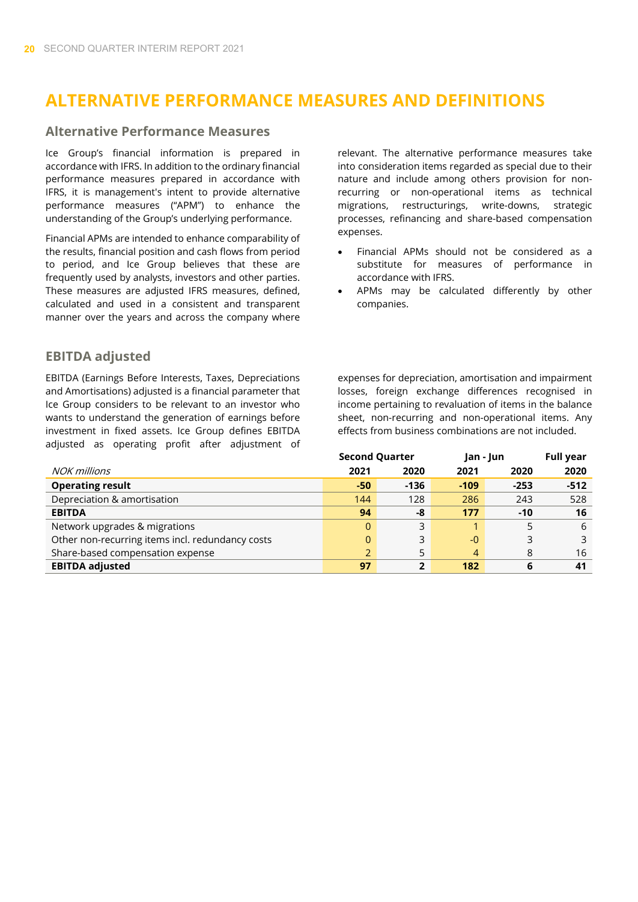# ALTERNATIVE PERFORMANCE MEASURES AND DEFINITIONS

## Alternative Performance Measures

Ice Group's financial information is prepared in accordance with IFRS. In addition to the ordinary financial performance measures prepared in accordance with IFRS, it is management's intent to provide alternative performance measures ("APM") to enhance the understanding of the Group's underlying performance.

Financial APMs are intended to enhance comparability of the results, financial position and cash flows from period to period, and Ice Group believes that these are frequently used by analysts, investors and other parties. These measures are adjusted IFRS measures, defined, calculated and used in a consistent and transparent manner over the years and across the company where relevant. The alternative performance measures take into consideration items regarded as special due to their nature and include among others provision for non-recurring or non-operational items as technical migrations, restructurings, write-downs, strategic processes, refinancing and share-based compensation expenses.

- Financial APMs should not be considered as a substitute for measures of performance in accordance with IFRS.
- APMs may be calculated differently by other companies.

## EBITDA adjusted

EBITDA (Earnings Before Interests, Taxes, Depreciations and Amortisations) adjusted is a financial parameter that Ice Group considers to be relevant to an investor who wants to understand the generation of earnings before investment in fixed assets. Ice Group defines EBITDA adjusted as operating profit after adjustment of expenses for depreciation, amortisation and impairment losses, foreign exchange differences recognised in income pertaining to revaluation of items in the balance sheet, non-recurring and non-operational items. Any effects from business combinations are not included.

| | Second Quarter | | Jan - Jun | | Full year |
|---|---|---|---|---|---|
| *NOK millions* | **2021** | **2020** | **2021** | **2020** | **2020** |
| **Operating result** | **-50** | **-136** | **-109** | **-253** | **-512** |
| Depreciation & amortisation | 144 | 128 | 286 | 243 | 528 |
| **EBITDA** | **94** | **-8** | **177** | **-10** | **16** |
| Network upgrades & migrations | 0 | 3 | 1 | 5 | 6 |
| Other non-recurring items incl. redundancy costs | 0 | 3 | -0 | 3 | 3 |
| Share-based compensation expense | 2 | 5 | 4 | 8 | 16 |
| **EBITDA adjusted** | **97** | **2** | **182** | **6** | **41** |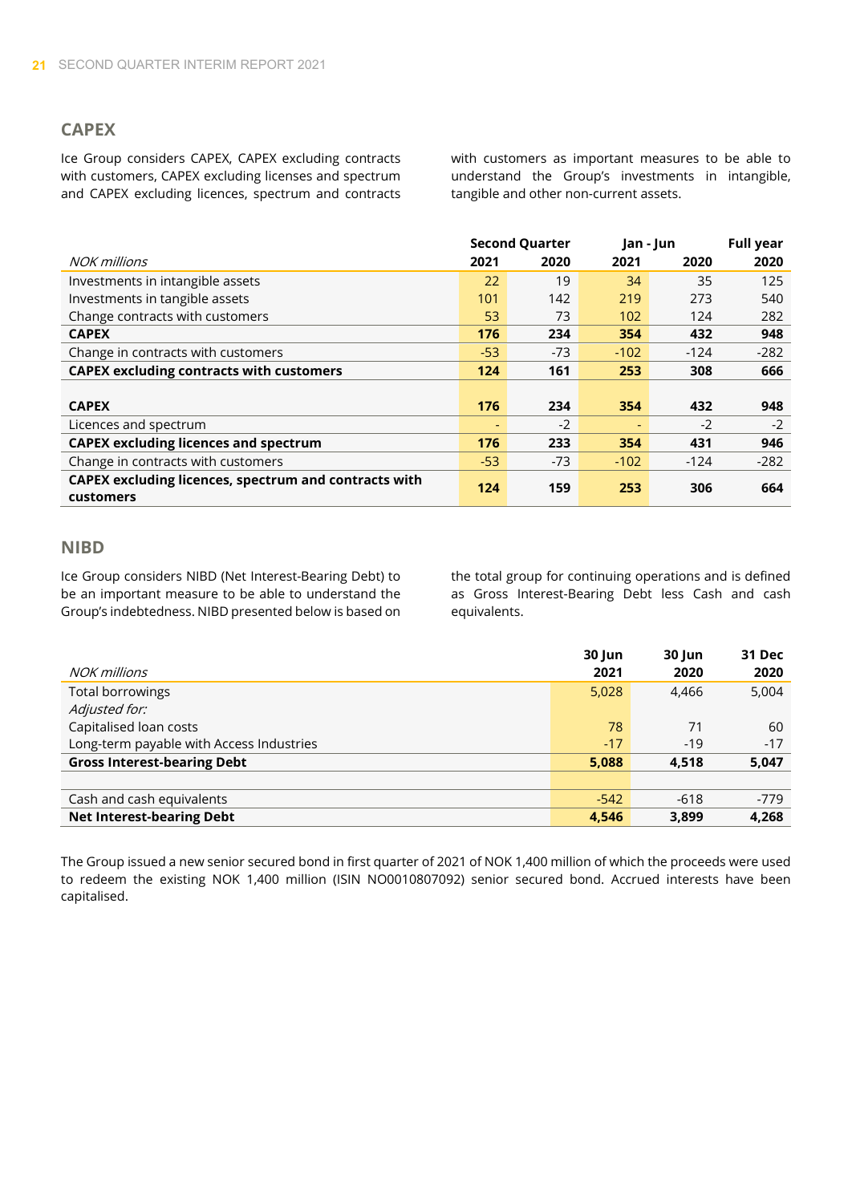## CAPEX

Ice Group considers CAPEX, CAPEX excluding contracts with customers, CAPEX excluding licenses and spectrum and CAPEX excluding licences, spectrum and contracts with customers as important measures to be able to understand the Group's investments in intangible, tangible and other non-current assets.

| | Second Quarter | | Jan - Jun | | Full year |
|---|---|---|---|---|---|
| *NOK millions* | **2021** | **2020** | **2021** | **2020** | **2020** |
| Investments in intangible assets | 22 | 19 | 34 | 35 | 125 |
| Investments in tangible assets | 101 | 142 | 219 | 273 | 540 |
| Change contracts with customers | 53 | 73 | 102 | 124 | 282 |
| **CAPEX** | **176** | **234** | **354** | **432** | **948** |
| Change in contracts with customers | -53 | -73 | -102 | -124 | -282 |
| **CAPEX excluding contracts with customers** | **124** | **161** | **253** | **308** | **666** |
| | | | | | |
| **CAPEX** | **176** | **234** | **354** | **432** | **948** |
| Licences and spectrum | - | -2 | - | -2 | -2 |
| **CAPEX excluding licences and spectrum** | **176** | **233** | **354** | **431** | **946** |
| Change in contracts with customers | -53 | -73 | -102 | -124 | -282 |
| **CAPEX excluding licences, spectrum and contracts with customers** | **124** | **159** | **253** | **306** | **664** |

## NIBD

Ice Group considers NIBD (Net Interest-Bearing Debt) to be an important measure to be able to understand the Group's indebtedness. NIBD presented below is based on the total group for continuing operations and is defined as Gross Interest-Bearing Debt less Cash and cash equivalents.

| *NOK millions* | **30 Jun 2021** | **30 Jun 2020** | **31 Dec 2020** |
|---|---|---|---|
| Total borrowings | 5,028 | 4,466 | 5,004 |
| *Adjusted for:* | | | |
| Capitalised loan costs | 78 | 71 | 60 |
| Long-term payable with Access Industries | -17 | -19 | -17 |
| **Gross Interest-bearing Debt** | **5,088** | **4,518** | **5,047** |
| | | | |
| Cash and cash equivalents | -542 | -618 | -779 |
| **Net Interest-bearing Debt** | **4,546** | **3,899** | **4,268** |

The Group issued a new senior secured bond in first quarter of 2021 of NOK 1,400 million of which the proceeds were used to redeem the existing NOK 1,400 million (ISIN NO0010807092) senior secured bond. Accrued interests have been capitalised.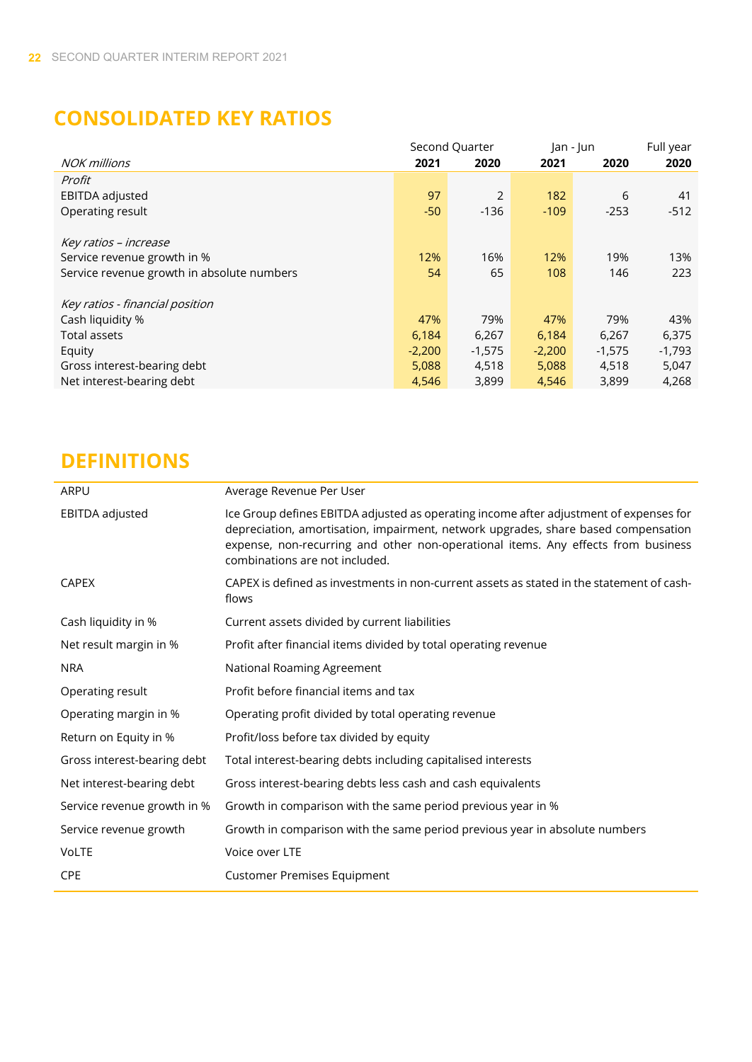## CONSOLIDATED KEY RATIOS

| | Second Quarter | | Jan - Jun | | Full year |
|---|---|---|---|---|---|
| *NOK millions* | **2021** | **2020** | **2021** | **2020** | **2020** |
| *Profit* | | | | | |
| EBITDA adjusted | 97 | 2 | 182 | 6 | 41 |
| Operating result | -50 | -136 | -109 | -253 | -512 |
| | | | | | |
| *Key ratios – increase* | | | | | |
| Service revenue growth in % | 12% | 16% | 12% | 19% | 13% |
| Service revenue growth in absolute numbers | 54 | 65 | 108 | 146 | 223 |
| | | | | | |
| *Key ratios - financial position* | | | | | |
| Cash liquidity % | 47% | 79% | 47% | 79% | 43% |
| Total assets | 6,184 | 6,267 | 6,184 | 6,267 | 6,375 |
| Equity | -2,200 | -1,575 | -2,200 | -1,575 | -1,793 |
| Gross interest-bearing debt | 5,088 | 4,518 | 5,088 | 4,518 | 5,047 |
| Net interest-bearing debt | 4,546 | 3,899 | 4,546 | 3,899 | 4,268 |

## DEFINITIONS

| | |
|---|---|
| ARPU | Average Revenue Per User |
| EBITDA adjusted | Ice Group defines EBITDA adjusted as operating income after adjustment of expenses for depreciation, amortisation, impairment, network upgrades, share based compensation expense, non-recurring and other non-operational items. Any effects from business combinations are not included. |
| CAPEX | CAPEX is defined as investments in non-current assets as stated in the statement of cash-flows |
| Cash liquidity in % | Current assets divided by current liabilities |
| Net result margin in % | Profit after financial items divided by total operating revenue |
| NRA | National Roaming Agreement |
| Operating result | Profit before financial items and tax |
| Operating margin in % | Operating profit divided by total operating revenue |
| Return on Equity in % | Profit/loss before tax divided by equity |
| Gross interest-bearing debt | Total interest-bearing debts including capitalised interests |
| Net interest-bearing debt | Gross interest-bearing debts less cash and cash equivalents |
| Service revenue growth in % | Growth in comparison with the same period previous year in % |
| Service revenue growth | Growth in comparison with the same period previous year in absolute numbers |
| VoLTE | Voice over LTE |
| CPE | Customer Premises Equipment |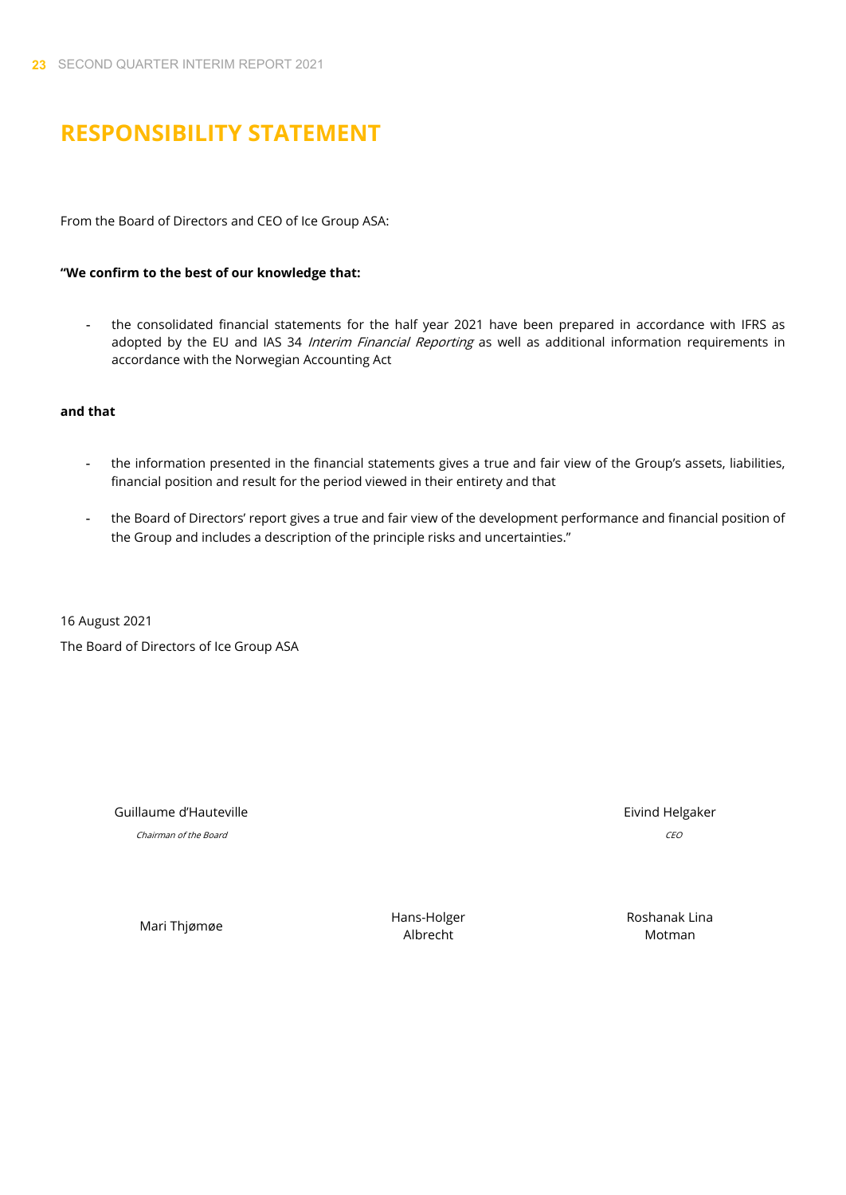# RESPONSIBILITY STATEMENT

From the Board of Directors and CEO of Ice Group ASA:

**"We confirm to the best of our knowledge that:**

- the consolidated financial statements for the half year 2021 have been prepared in accordance with IFRS as adopted by the EU and IAS 34 *Interim Financial Reporting* as well as additional information requirements in accordance with the Norwegian Accounting Act

**and that**

- the information presented in the financial statements gives a true and fair view of the Group's assets, liabilities, financial position and result for the period viewed in their entirety and that
- the Board of Directors' report gives a true and fair view of the development performance and financial position of the Group and includes a description of the principle risks and uncertainties."

16 August 2021

The Board of Directors of Ice Group ASA

Guillaume d'Hauteville
*Chairman of the Board*

Eivind Helgaker
*CEO*

Mari Thjømøe

Hans-Holger Albrecht

Roshanak Lina Motman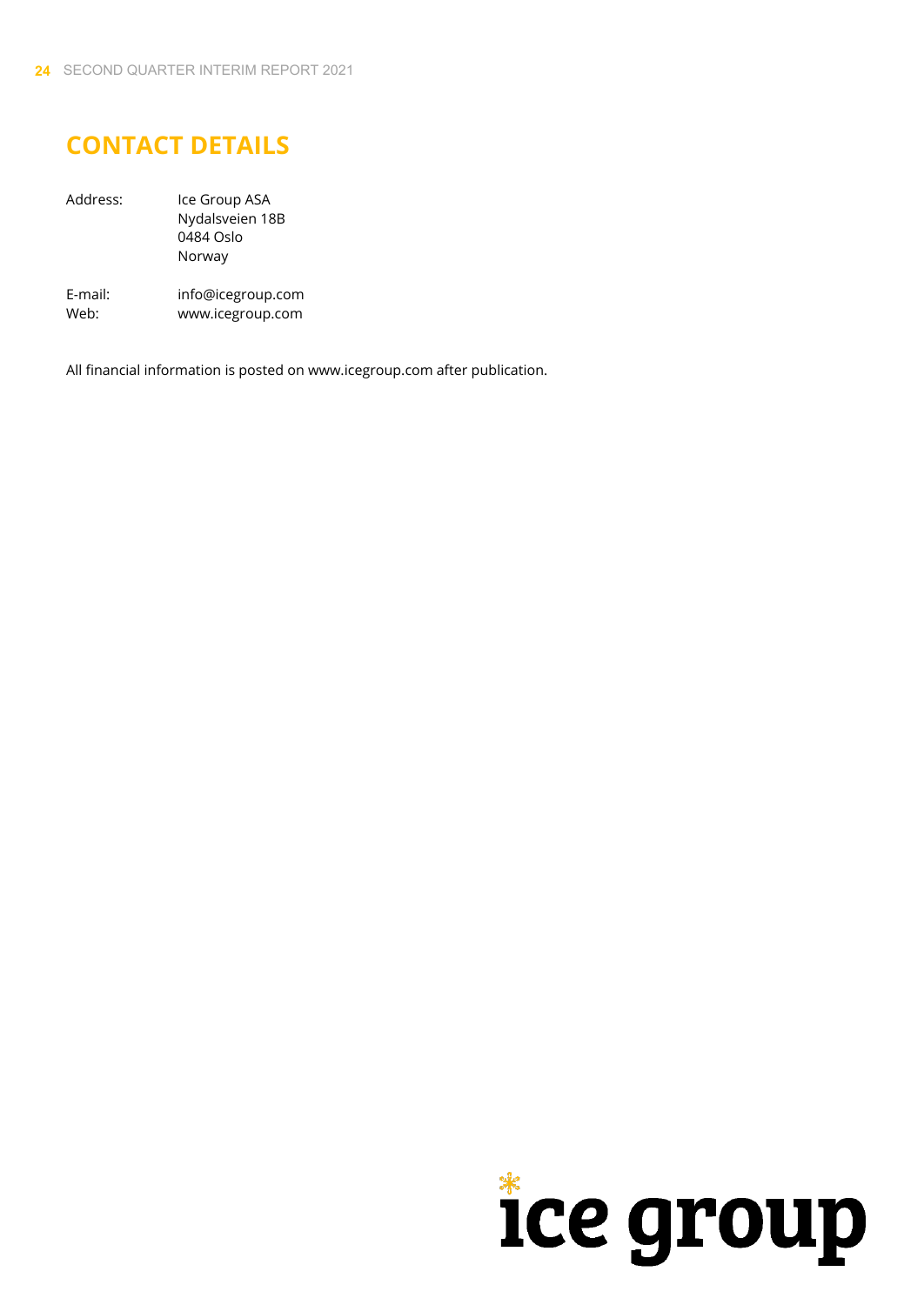## CONTACT DETAILS

| | |
|---|---|
| Address: | Ice Group ASA<br>Nydalsveien 18B<br>0484 Oslo<br>Norway |
| E-mail: | info@icegroup.com |
| Web: | www.icegroup.com |

All financial information is posted on www.icegroup.com after publication.